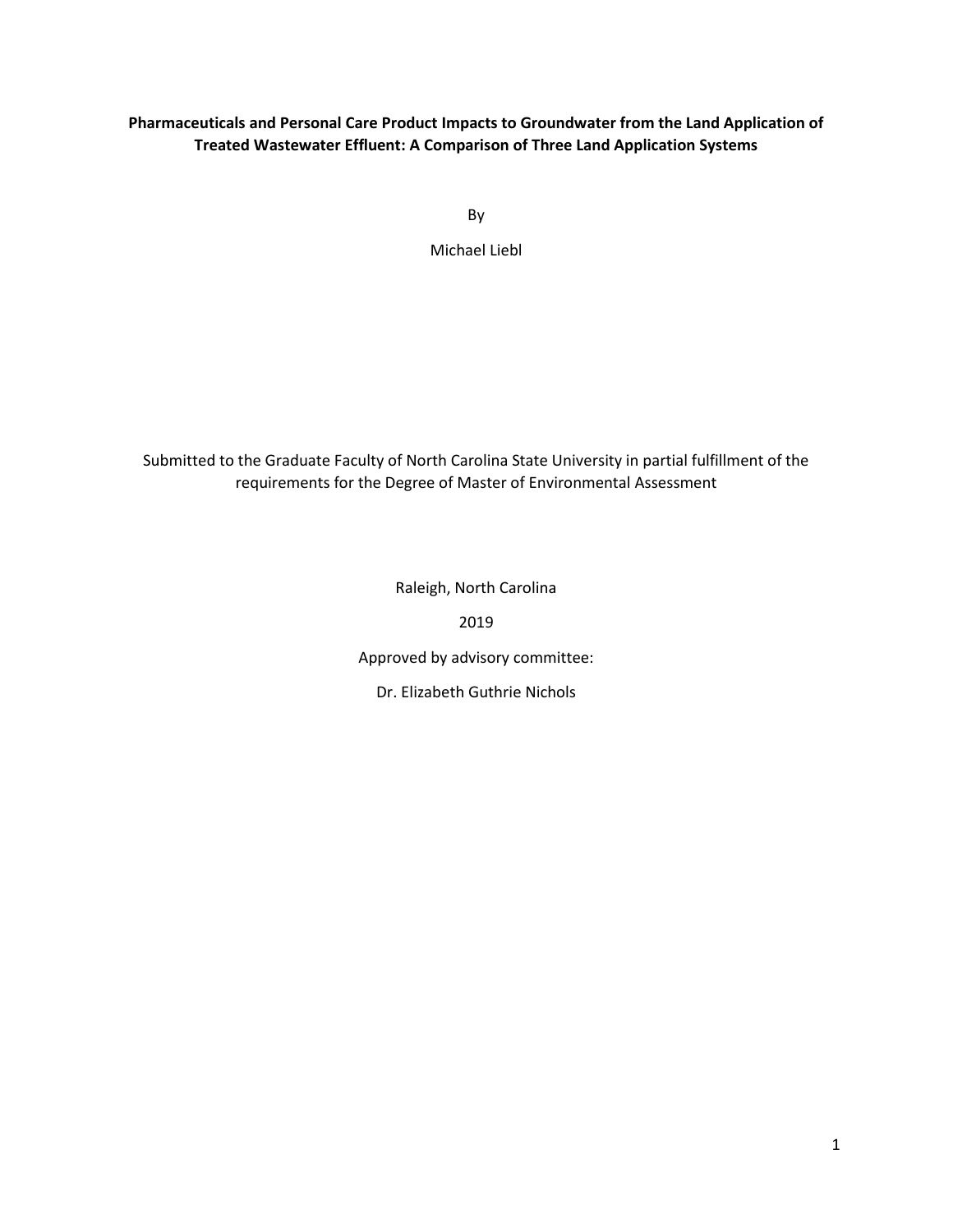# Pharmaceuticals and Personal Care Product Impacts to Groundwater from the Land Application of Treated Wastewater Effluent: A Comparison of Three Land Application Systems

By

Michael Liebl

Submitted to the Graduate Faculty of North Carolina State University in partial fulfillment of the requirements for the Degree of Master of Environmental Assessment

Raleigh, North Carolina

2019

Approved by advisory committee:

Dr. Elizabeth Guthrie Nichols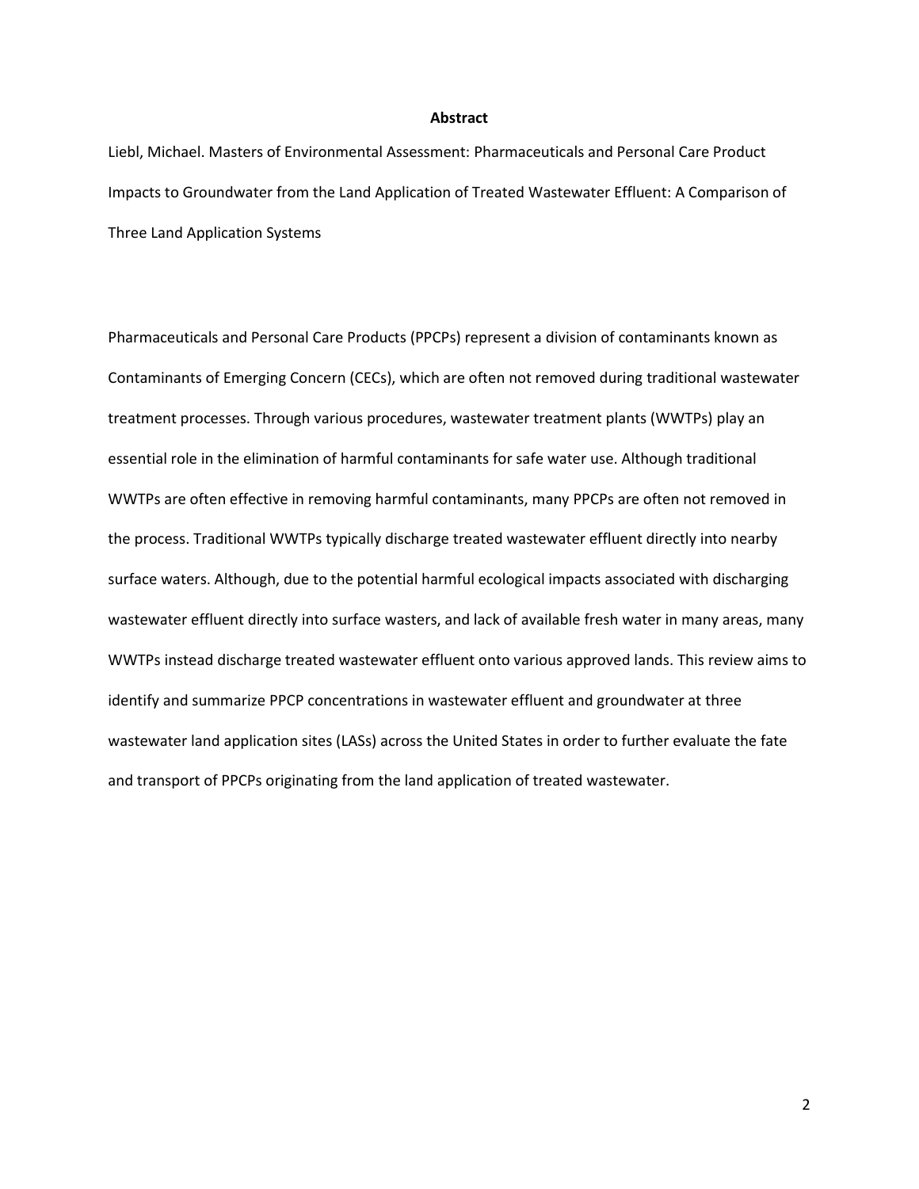# Abstract

Liebl, Michael. Masters of Environmental Assessment: Pharmaceuticals and Personal Care Product Impacts to Groundwater from the Land Application of Treated Wastewater Effluent: A Comparison of Three Land Application Systems

Pharmaceuticals and Personal Care Products (PPCPs) represent a division of contaminants known as Contaminants of Emerging Concern (CECs), which are often not removed during traditional wastewater treatment processes. Through various procedures, wastewater treatment plants (WWTPs) play an essential role in the elimination of harmful contaminants for safe water use. Although traditional WWTPs are often effective in removing harmful contaminants, many PPCPs are often not removed in the process. Traditional WWTPs typically discharge treated wastewater effluent directly into nearby surface waters. Although, due to the potential harmful ecological impacts associated with discharging wastewater effluent directly into surface wasters, and lack of available fresh water in many areas, many WWTPs instead discharge treated wastewater effluent onto various approved lands. This review aims to identify and summarize PPCP concentrations in wastewater effluent and groundwater at three wastewater land application sites (LASs) across the United States in order to further evaluate the fate and transport of PPCPs originating from the land application of treated wastewater.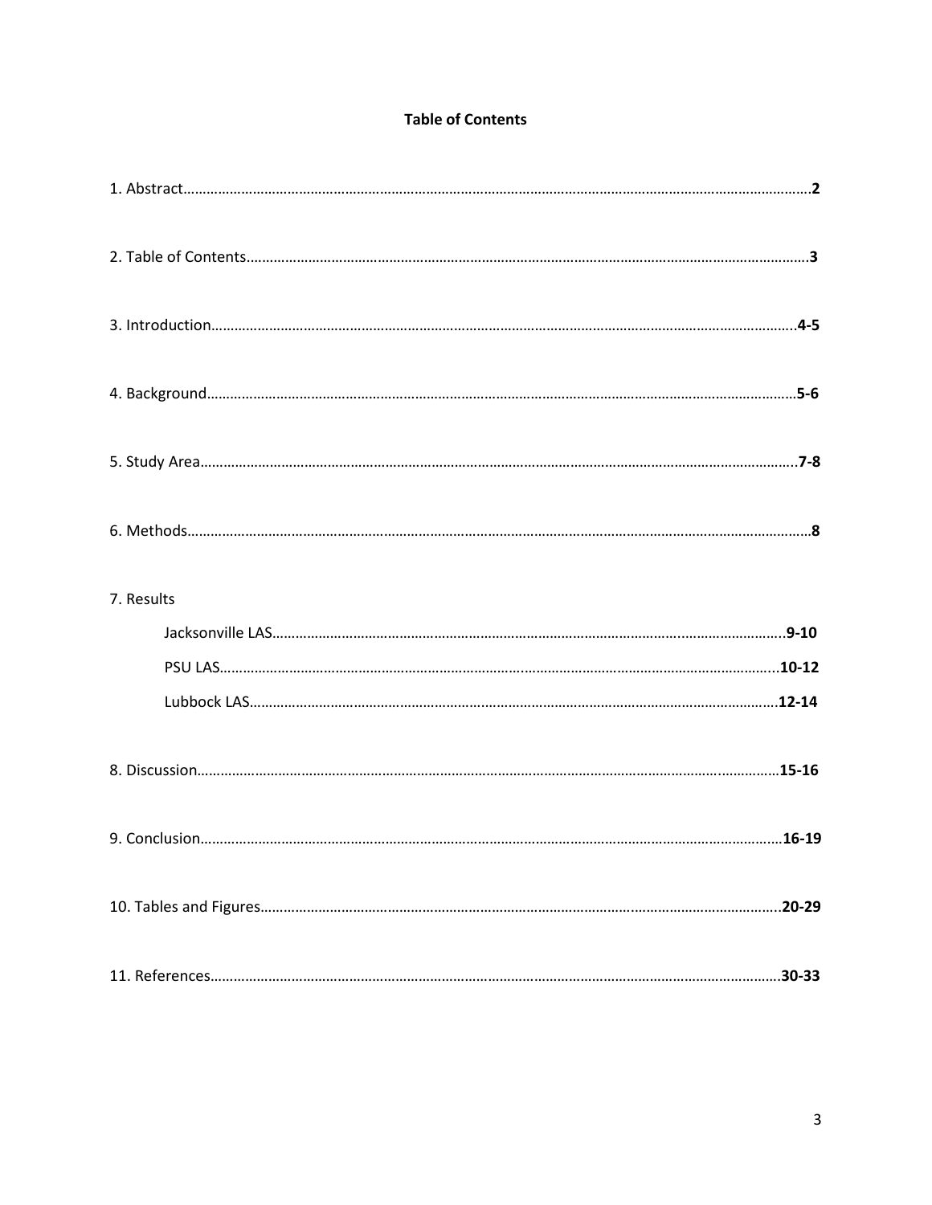# Table of Contents

1. Abstract……………………………………………………………………………………………………………………**2**

2. Table of Contents……………………………………………………………………………………………………**3**

3. Introduction……………………………………………………………………………………………………………**4-5**

4. Background……………………………………………………………………………………………………………**5-6**

5. Study Area……………………………………………………………………………………………………………..**7-8**

6. Methods…………………………………………………………………………………………………………………**8**

7. Results

   Jacksonville LAS………………………………………………………………………………………………..**9-10**

   PSU LAS…………………………………………………………………………………………………………...**10-12**

   Lubbock LAS…………………………………………………………………………………………………….**12-14**

8. Discussion……………………………………………………………………………………………………………**15-16**

9. Conclusion……………………………………………………………………………………………………………**16-19**

10. Tables and Figures………………………………………………………………………………………………..**20-29**

11. References……………………………………………………………………………………………………………**30-33**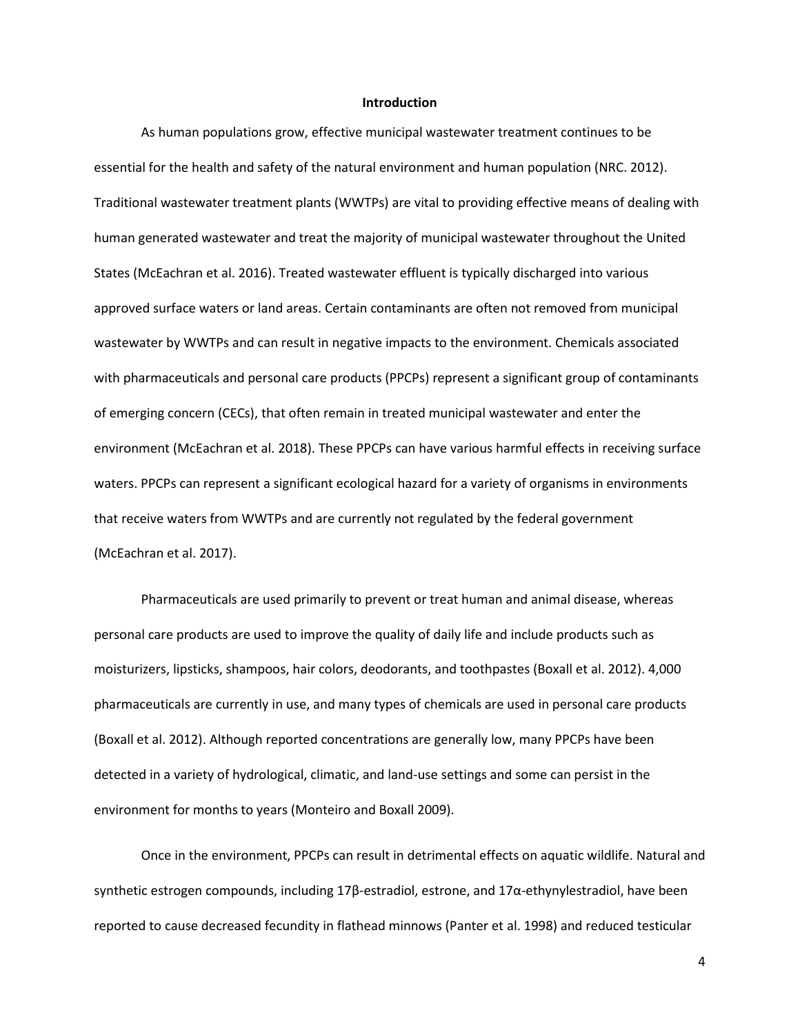# Introduction

As human populations grow, effective municipal wastewater treatment continues to be essential for the health and safety of the natural environment and human population (NRC. 2012). Traditional wastewater treatment plants (WWTPs) are vital to providing effective means of dealing with human generated wastewater and treat the majority of municipal wastewater throughout the United States (McEachran et al. 2016). Treated wastewater effluent is typically discharged into various approved surface waters or land areas. Certain contaminants are often not removed from municipal wastewater by WWTPs and can result in negative impacts to the environment. Chemicals associated with pharmaceuticals and personal care products (PPCPs) represent a significant group of contaminants of emerging concern (CECs), that often remain in treated municipal wastewater and enter the environment (McEachran et al. 2018). These PPCPs can have various harmful effects in receiving surface waters. PPCPs can represent a significant ecological hazard for a variety of organisms in environments that receive waters from WWTPs and are currently not regulated by the federal government (McEachran et al. 2017).

Pharmaceuticals are used primarily to prevent or treat human and animal disease, whereas personal care products are used to improve the quality of daily life and include products such as moisturizers, lipsticks, shampoos, hair colors, deodorants, and toothpastes (Boxall et al. 2012). 4,000 pharmaceuticals are currently in use, and many types of chemicals are used in personal care products (Boxall et al. 2012). Although reported concentrations are generally low, many PPCPs have been detected in a variety of hydrological, climatic, and land-use settings and some can persist in the environment for months to years (Monteiro and Boxall 2009).

Once in the environment, PPCPs can result in detrimental effects on aquatic wildlife. Natural and synthetic estrogen compounds, including 17β-estradiol, estrone, and 17α-ethynylestradiol, have been reported to cause decreased fecundity in flathead minnows (Panter et al. 1998) and reduced testicular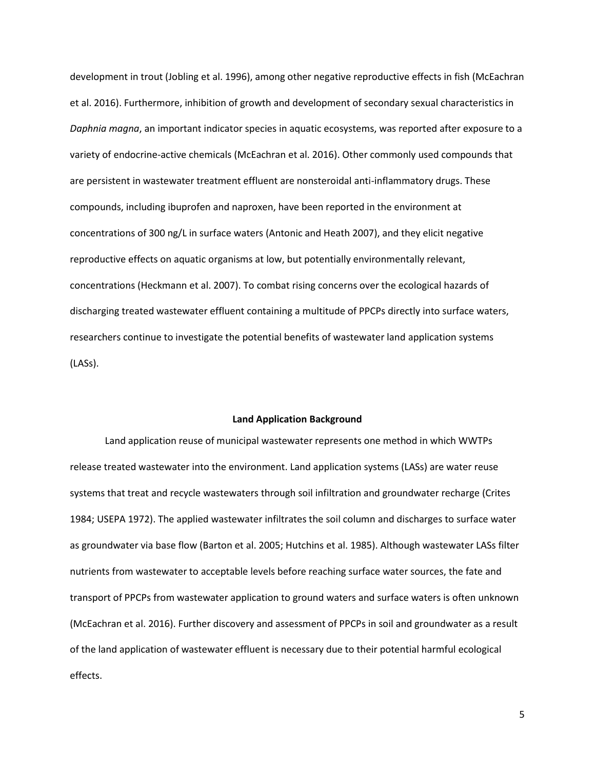development in trout (Jobling et al. 1996), among other negative reproductive effects in fish (McEachran et al. 2016). Furthermore, inhibition of growth and development of secondary sexual characteristics in *Daphnia magna*, an important indicator species in aquatic ecosystems, was reported after exposure to a variety of endocrine-active chemicals (McEachran et al. 2016). Other commonly used compounds that are persistent in wastewater treatment effluent are nonsteroidal anti-inflammatory drugs. These compounds, including ibuprofen and naproxen, have been reported in the environment at concentrations of 300 ng/L in surface waters (Antonic and Heath 2007), and they elicit negative reproductive effects on aquatic organisms at low, but potentially environmentally relevant, concentrations (Heckmann et al. 2007). To combat rising concerns over the ecological hazards of discharging treated wastewater effluent containing a multitude of PPCPs directly into surface waters, researchers continue to investigate the potential benefits of wastewater land application systems (LASs).

## Land Application Background

Land application reuse of municipal wastewater represents one method in which WWTPs release treated wastewater into the environment. Land application systems (LASs) are water reuse systems that treat and recycle wastewaters through soil infiltration and groundwater recharge (Crites 1984; USEPA 1972). The applied wastewater infiltrates the soil column and discharges to surface water as groundwater via base flow (Barton et al. 2005; Hutchins et al. 1985). Although wastewater LASs filter nutrients from wastewater to acceptable levels before reaching surface water sources, the fate and transport of PPCPs from wastewater application to ground waters and surface waters is often unknown (McEachran et al. 2016). Further discovery and assessment of PPCPs in soil and groundwater as a result of the land application of wastewater effluent is necessary due to their potential harmful ecological effects.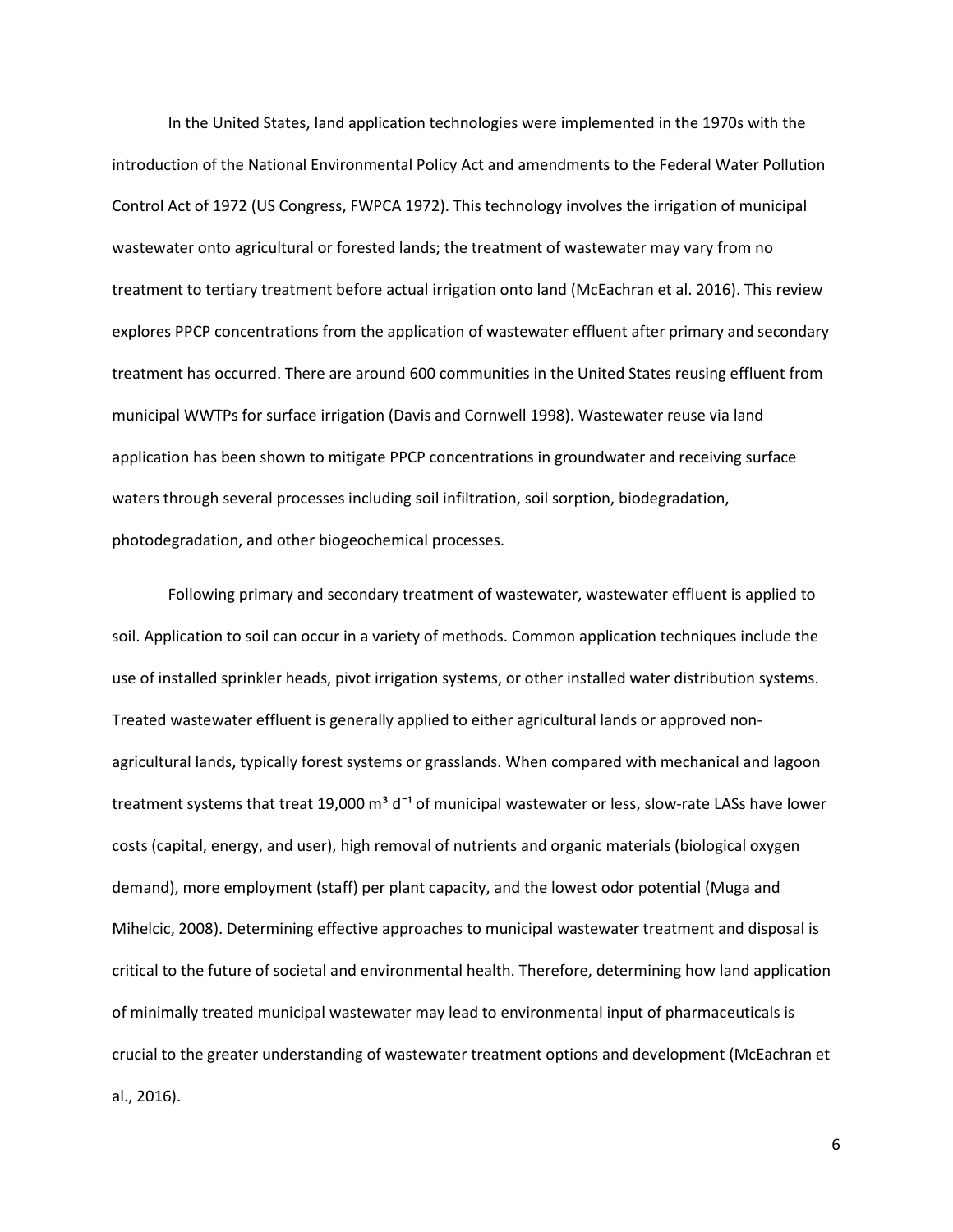In the United States, land application technologies were implemented in the 1970s with the introduction of the National Environmental Policy Act and amendments to the Federal Water Pollution Control Act of 1972 (US Congress, FWPCA 1972). This technology involves the irrigation of municipal wastewater onto agricultural or forested lands; the treatment of wastewater may vary from no treatment to tertiary treatment before actual irrigation onto land (McEachran et al. 2016). This review explores PPCP concentrations from the application of wastewater effluent after primary and secondary treatment has occurred. There are around 600 communities in the United States reusing effluent from municipal WWTPs for surface irrigation (Davis and Cornwell 1998). Wastewater reuse via land application has been shown to mitigate PPCP concentrations in groundwater and receiving surface waters through several processes including soil infiltration, soil sorption, biodegradation, photodegradation, and other biogeochemical processes.

Following primary and secondary treatment of wastewater, wastewater effluent is applied to soil. Application to soil can occur in a variety of methods. Common application techniques include the use of installed sprinkler heads, pivot irrigation systems, or other installed water distribution systems. Treated wastewater effluent is generally applied to either agricultural lands or approved non-agricultural lands, typically forest systems or grasslands. When compared with mechanical and lagoon treatment systems that treat 19,000 $m^3$ $d^{-1}$ of municipal wastewater or less, slow-rate LASs have lower costs (capital, energy, and user), high removal of nutrients and organic materials (biological oxygen demand), more employment (staff) per plant capacity, and the lowest odor potential (Muga and Mihelcic, 2008). Determining effective approaches to municipal wastewater treatment and disposal is critical to the future of societal and environmental health. Therefore, determining how land application of minimally treated municipal wastewater may lead to environmental input of pharmaceuticals is crucial to the greater understanding of wastewater treatment options and development (McEachran et al., 2016).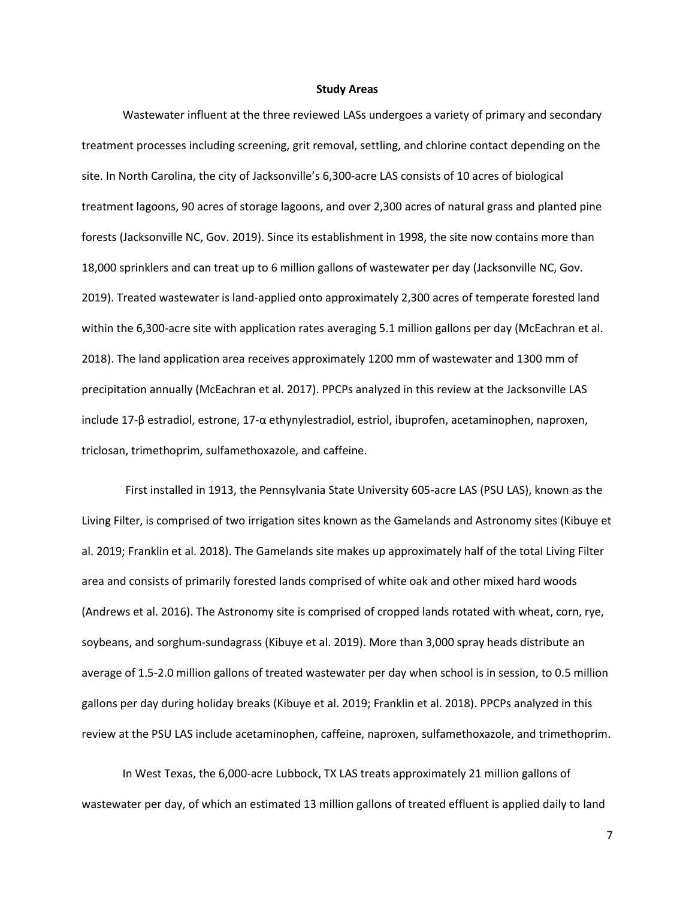## Study Areas

Wastewater influent at the three reviewed LASs undergoes a variety of primary and secondary treatment processes including screening, grit removal, settling, and chlorine contact depending on the site. In North Carolina, the city of Jacksonville's 6,300-acre LAS consists of 10 acres of biological treatment lagoons, 90 acres of storage lagoons, and over 2,300 acres of natural grass and planted pine forests (Jacksonville NC, Gov. 2019). Since its establishment in 1998, the site now contains more than 18,000 sprinklers and can treat up to 6 million gallons of wastewater per day (Jacksonville NC, Gov. 2019). Treated wastewater is land-applied onto approximately 2,300 acres of temperate forested land within the 6,300-acre site with application rates averaging 5.1 million gallons per day (McEachran et al. 2018). The land application area receives approximately 1200 mm of wastewater and 1300 mm of precipitation annually (McEachran et al. 2017). PPCPs analyzed in this review at the Jacksonville LAS include 17-β estradiol, estrone, 17-α ethynylestradiol, estriol, ibuprofen, acetaminophen, naproxen, triclosan, trimethoprim, sulfamethoxazole, and caffeine.

First installed in 1913, the Pennsylvania State University 605-acre LAS (PSU LAS), known as the Living Filter, is comprised of two irrigation sites known as the Gamelands and Astronomy sites (Kibuye et al. 2019; Franklin et al. 2018). The Gamelands site makes up approximately half of the total Living Filter area and consists of primarily forested lands comprised of white oak and other mixed hard woods (Andrews et al. 2016). The Astronomy site is comprised of cropped lands rotated with wheat, corn, rye, soybeans, and sorghum-sundagrass (Kibuye et al. 2019). More than 3,000 spray heads distribute an average of 1.5-2.0 million gallons of treated wastewater per day when school is in session, to 0.5 million gallons per day during holiday breaks (Kibuye et al. 2019; Franklin et al. 2018). PPCPs analyzed in this review at the PSU LAS include acetaminophen, caffeine, naproxen, sulfamethoxazole, and trimethoprim.

In West Texas, the 6,000-acre Lubbock, TX LAS treats approximately 21 million gallons of wastewater per day, of which an estimated 13 million gallons of treated effluent is applied daily to land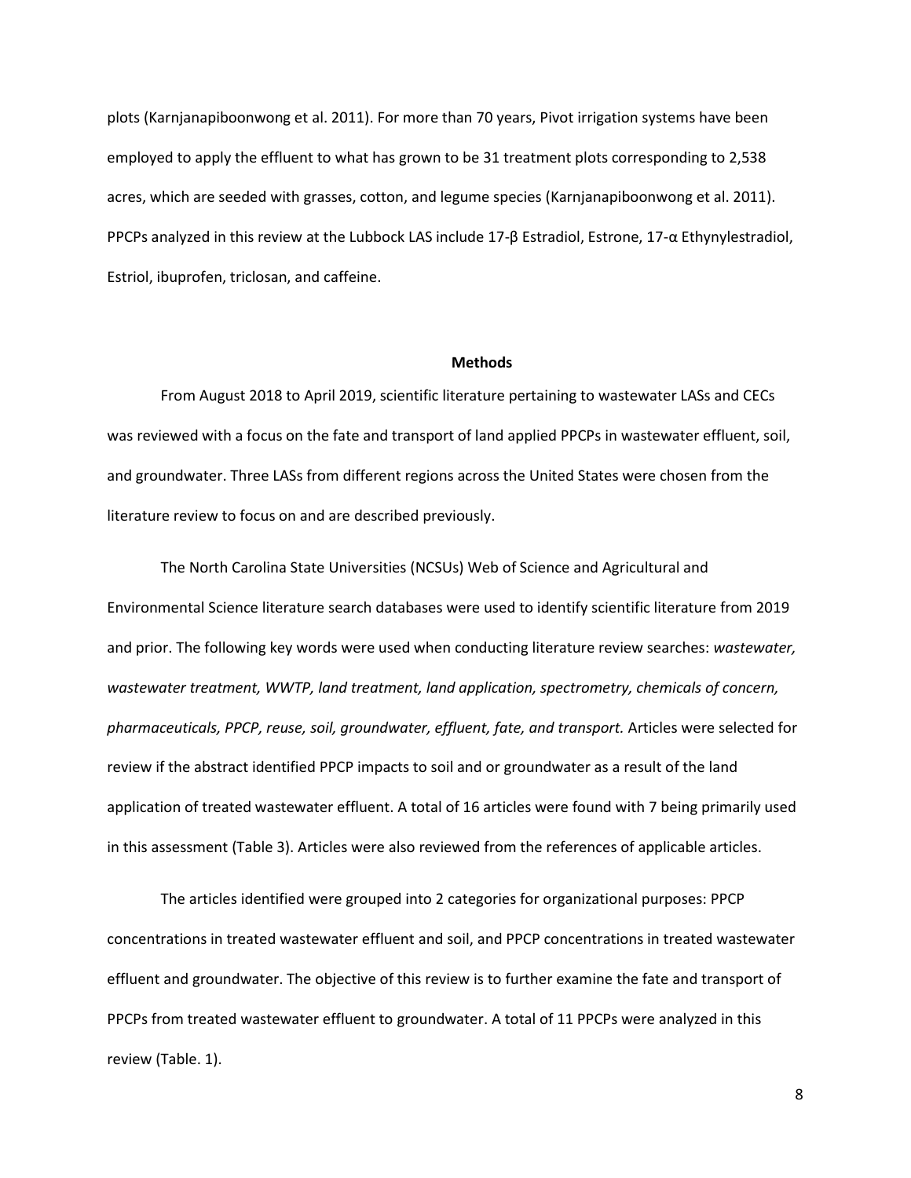plots (Karnjanapiboonwong et al. 2011). For more than 70 years, Pivot irrigation systems have been employed to apply the effluent to what has grown to be 31 treatment plots corresponding to 2,538 acres, which are seeded with grasses, cotton, and legume species (Karnjanapiboonwong et al. 2011). PPCPs analyzed in this review at the Lubbock LAS include 17-β Estradiol, Estrone, 17-α Ethynylestradiol, Estriol, ibuprofen, triclosan, and caffeine.

## Methods

From August 2018 to April 2019, scientific literature pertaining to wastewater LASs and CECs was reviewed with a focus on the fate and transport of land applied PPCPs in wastewater effluent, soil, and groundwater. Three LASs from different regions across the United States were chosen from the literature review to focus on and are described previously.

The North Carolina State Universities (NCSUs) Web of Science and Agricultural and Environmental Science literature search databases were used to identify scientific literature from 2019 and prior. The following key words were used when conducting literature review searches: *wastewater, wastewater treatment, WWTP, land treatment, land application, spectrometry, chemicals of concern, pharmaceuticals, PPCP, reuse, soil, groundwater, effluent, fate, and transport.* Articles were selected for review if the abstract identified PPCP impacts to soil and or groundwater as a result of the land application of treated wastewater effluent. A total of 16 articles were found with 7 being primarily used in this assessment (Table 3). Articles were also reviewed from the references of applicable articles.

The articles identified were grouped into 2 categories for organizational purposes: PPCP concentrations in treated wastewater effluent and soil, and PPCP concentrations in treated wastewater effluent and groundwater. The objective of this review is to further examine the fate and transport of PPCPs from treated wastewater effluent to groundwater. A total of 11 PPCPs were analyzed in this review (Table. 1).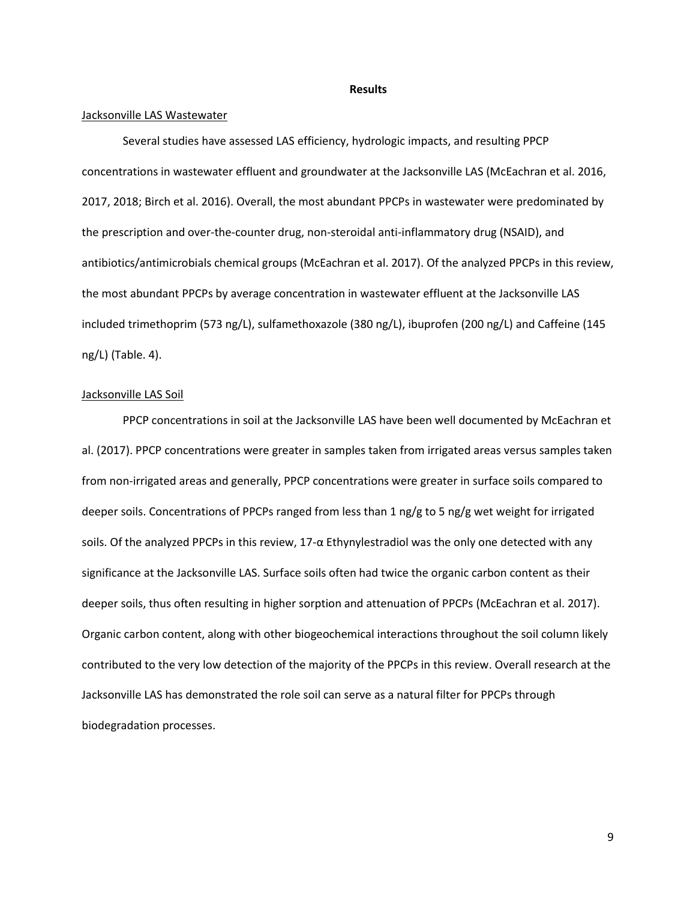## Results

Jacksonville LAS Wastewater

Several studies have assessed LAS efficiency, hydrologic impacts, and resulting PPCP concentrations in wastewater effluent and groundwater at the Jacksonville LAS (McEachran et al. 2016, 2017, 2018; Birch et al. 2016). Overall, the most abundant PPCPs in wastewater were predominated by the prescription and over-the-counter drug, non-steroidal anti-inflammatory drug (NSAID), and antibiotics/antimicrobials chemical groups (McEachran et al. 2017). Of the analyzed PPCPs in this review, the most abundant PPCPs by average concentration in wastewater effluent at the Jacksonville LAS included trimethoprim (573 ng/L), sulfamethoxazole (380 ng/L), ibuprofen (200 ng/L) and Caffeine (145 ng/L) (Table. 4).

Jacksonville LAS Soil

PPCP concentrations in soil at the Jacksonville LAS have been well documented by McEachran et al. (2017). PPCP concentrations were greater in samples taken from irrigated areas versus samples taken from non-irrigated areas and generally, PPCP concentrations were greater in surface soils compared to deeper soils. Concentrations of PPCPs ranged from less than 1 ng/g to 5 ng/g wet weight for irrigated soils. Of the analyzed PPCPs in this review, 17-α Ethynylestradiol was the only one detected with any significance at the Jacksonville LAS. Surface soils often had twice the organic carbon content as their deeper soils, thus often resulting in higher sorption and attenuation of PPCPs (McEachran et al. 2017). Organic carbon content, along with other biogeochemical interactions throughout the soil column likely contributed to the very low detection of the majority of the PPCPs in this review. Overall research at the Jacksonville LAS has demonstrated the role soil can serve as a natural filter for PPCPs through biodegradation processes.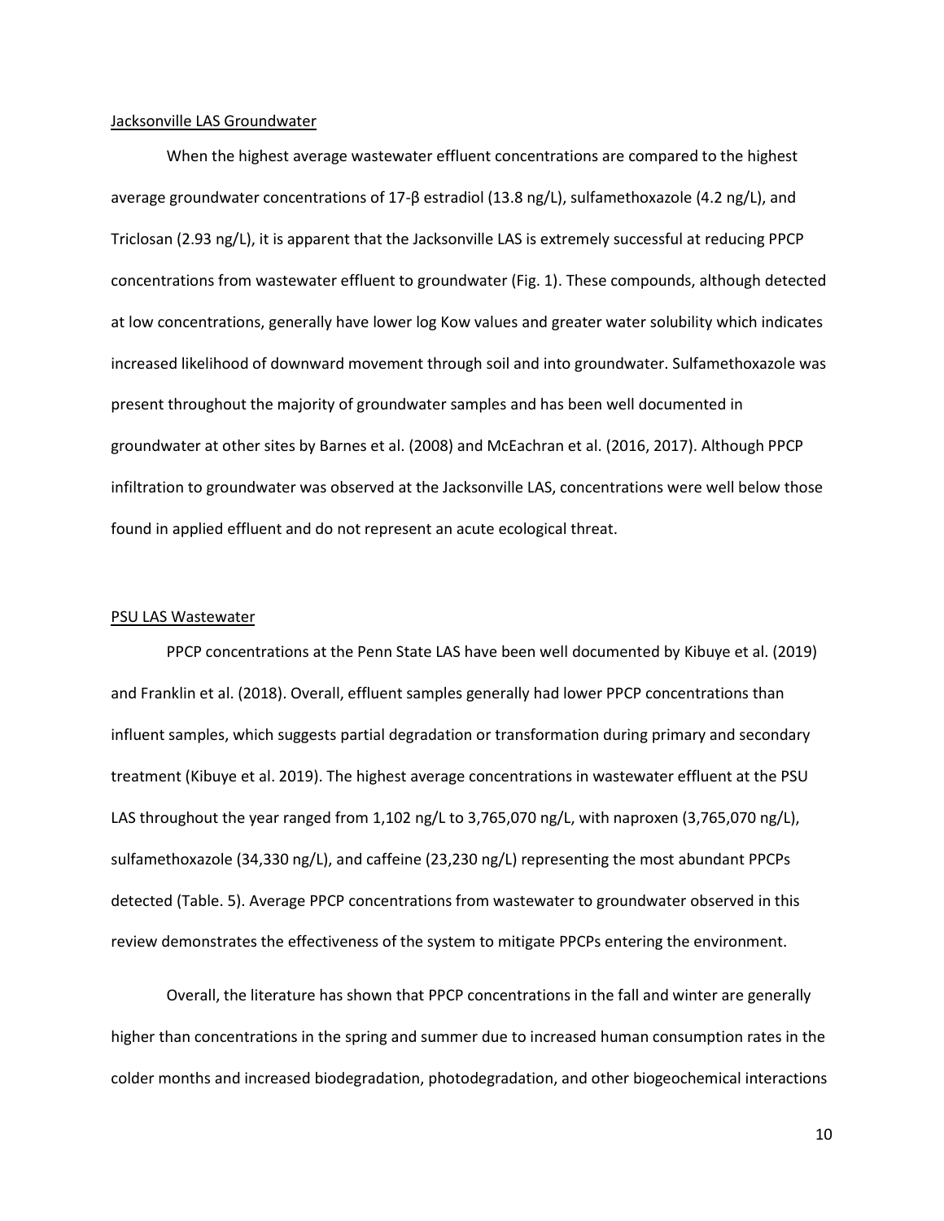Jacksonville LAS Groundwater

When the highest average wastewater effluent concentrations are compared to the highest average groundwater concentrations of 17-β estradiol (13.8 ng/L), sulfamethoxazole (4.2 ng/L), and Triclosan (2.93 ng/L), it is apparent that the Jacksonville LAS is extremely successful at reducing PPCP concentrations from wastewater effluent to groundwater (Fig. 1). These compounds, although detected at low concentrations, generally have lower log Kow values and greater water solubility which indicates increased likelihood of downward movement through soil and into groundwater. Sulfamethoxazole was present throughout the majority of groundwater samples and has been well documented in groundwater at other sites by Barnes et al. (2008) and McEachran et al. (2016, 2017). Although PPCP infiltration to groundwater was observed at the Jacksonville LAS, concentrations were well below those found in applied effluent and do not represent an acute ecological threat.

PSU LAS Wastewater

PPCP concentrations at the Penn State LAS have been well documented by Kibuye et al. (2019) and Franklin et al. (2018). Overall, effluent samples generally had lower PPCP concentrations than influent samples, which suggests partial degradation or transformation during primary and secondary treatment (Kibuye et al. 2019). The highest average concentrations in wastewater effluent at the PSU LAS throughout the year ranged from 1,102 ng/L to 3,765,070 ng/L, with naproxen (3,765,070 ng/L), sulfamethoxazole (34,330 ng/L), and caffeine (23,230 ng/L) representing the most abundant PPCPs detected (Table. 5). Average PPCP concentrations from wastewater to groundwater observed in this review demonstrates the effectiveness of the system to mitigate PPCPs entering the environment.

Overall, the literature has shown that PPCP concentrations in the fall and winter are generally higher than concentrations in the spring and summer due to increased human consumption rates in the colder months and increased biodegradation, photodegradation, and other biogeochemical interactions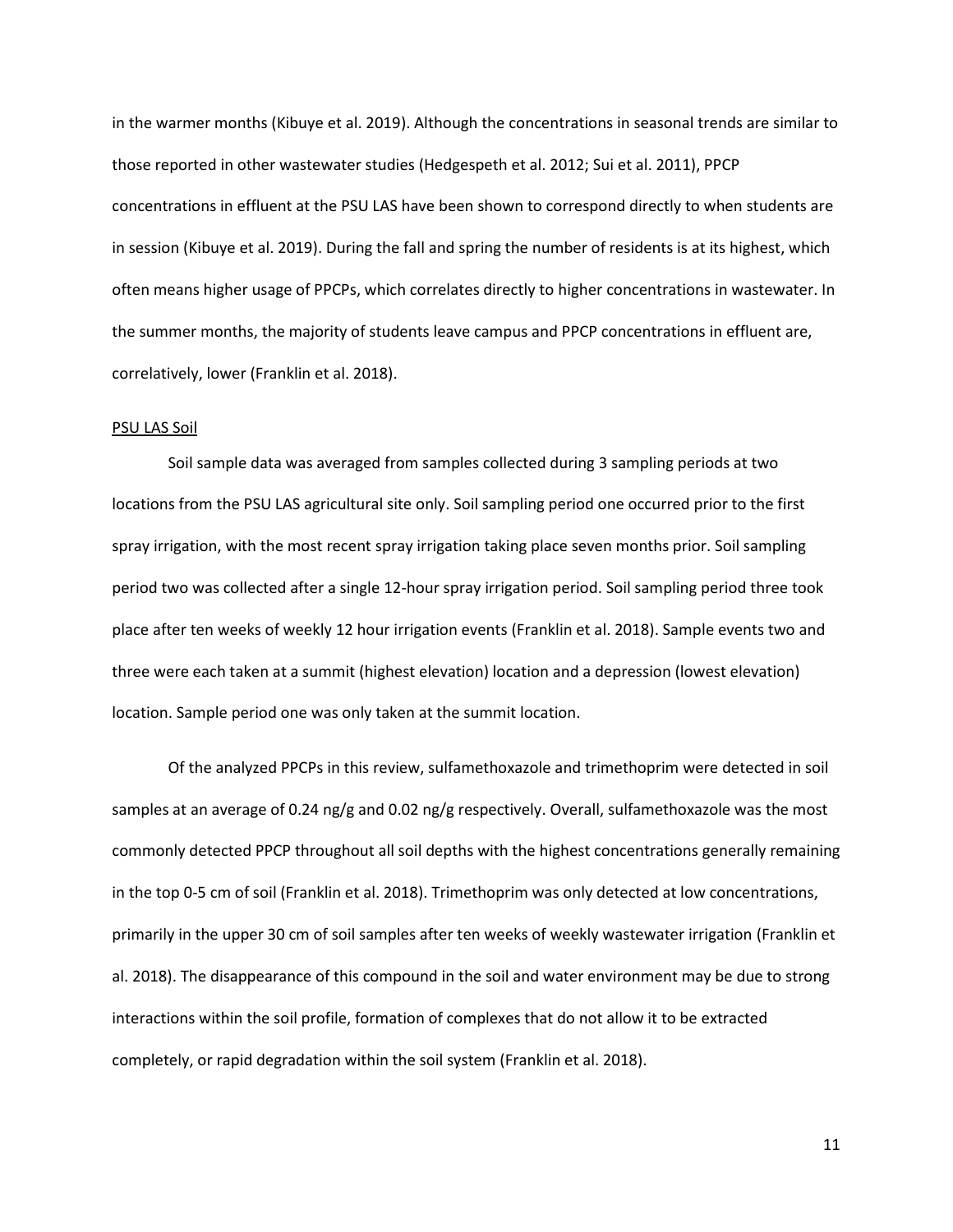in the warmer months (Kibuye et al. 2019). Although the concentrations in seasonal trends are similar to those reported in other wastewater studies (Hedgespeth et al. 2012; Sui et al. 2011), PPCP concentrations in effluent at the PSU LAS have been shown to correspond directly to when students are in session (Kibuye et al. 2019). During the fall and spring the number of residents is at its highest, which often means higher usage of PPCPs, which correlates directly to higher concentrations in wastewater. In the summer months, the majority of students leave campus and PPCP concentrations in effluent are, correlatively, lower (Franklin et al. 2018).

<u>PSU LAS Soil</u>

Soil sample data was averaged from samples collected during 3 sampling periods at two locations from the PSU LAS agricultural site only. Soil sampling period one occurred prior to the first spray irrigation, with the most recent spray irrigation taking place seven months prior. Soil sampling period two was collected after a single 12-hour spray irrigation period. Soil sampling period three took place after ten weeks of weekly 12 hour irrigation events (Franklin et al. 2018). Sample events two and three were each taken at a summit (highest elevation) location and a depression (lowest elevation) location. Sample period one was only taken at the summit location.

Of the analyzed PPCPs in this review, sulfamethoxazole and trimethoprim were detected in soil samples at an average of 0.24 ng/g and 0.02 ng/g respectively. Overall, sulfamethoxazole was the most commonly detected PPCP throughout all soil depths with the highest concentrations generally remaining in the top 0-5 cm of soil (Franklin et al. 2018). Trimethoprim was only detected at low concentrations, primarily in the upper 30 cm of soil samples after ten weeks of weekly wastewater irrigation (Franklin et al. 2018). The disappearance of this compound in the soil and water environment may be due to strong interactions within the soil profile, formation of complexes that do not allow it to be extracted completely, or rapid degradation within the soil system (Franklin et al. 2018).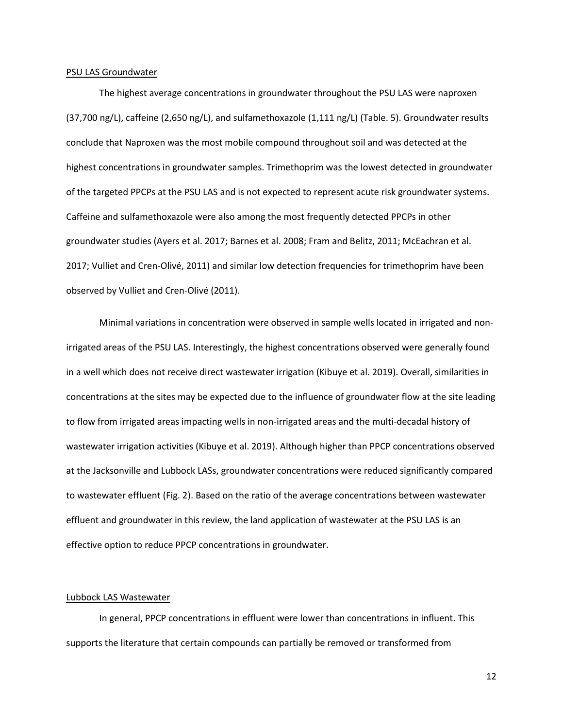PSU LAS Groundwater

The highest average concentrations in groundwater throughout the PSU LAS were naproxen (37,700 ng/L), caffeine (2,650 ng/L), and sulfamethoxazole (1,111 ng/L) (Table. 5). Groundwater results conclude that Naproxen was the most mobile compound throughout soil and was detected at the highest concentrations in groundwater samples. Trimethoprim was the lowest detected in groundwater of the targeted PPCPs at the PSU LAS and is not expected to represent acute risk groundwater systems. Caffeine and sulfamethoxazole were also among the most frequently detected PPCPs in other groundwater studies (Ayers et al. 2017; Barnes et al. 2008; Fram and Belitz, 2011; McEachran et al. 2017; Vulliet and Cren-Olivé, 2011) and similar low detection frequencies for trimethoprim have been observed by Vulliet and Cren-Olivé (2011).

Minimal variations in concentration were observed in sample wells located in irrigated and non-irrigated areas of the PSU LAS. Interestingly, the highest concentrations observed were generally found in a well which does not receive direct wastewater irrigation (Kibuye et al. 2019). Overall, similarities in concentrations at the sites may be expected due to the influence of groundwater flow at the site leading to flow from irrigated areas impacting wells in non-irrigated areas and the multi-decadal history of wastewater irrigation activities (Kibuye et al. 2019). Although higher than PPCP concentrations observed at the Jacksonville and Lubbock LASs, groundwater concentrations were reduced significantly compared to wastewater effluent (Fig. 2). Based on the ratio of the average concentrations between wastewater effluent and groundwater in this review, the land application of wastewater at the PSU LAS is an effective option to reduce PPCP concentrations in groundwater.

Lubbock LAS Wastewater

In general, PPCP concentrations in effluent were lower than concentrations in influent. This supports the literature that certain compounds can partially be removed or transformed from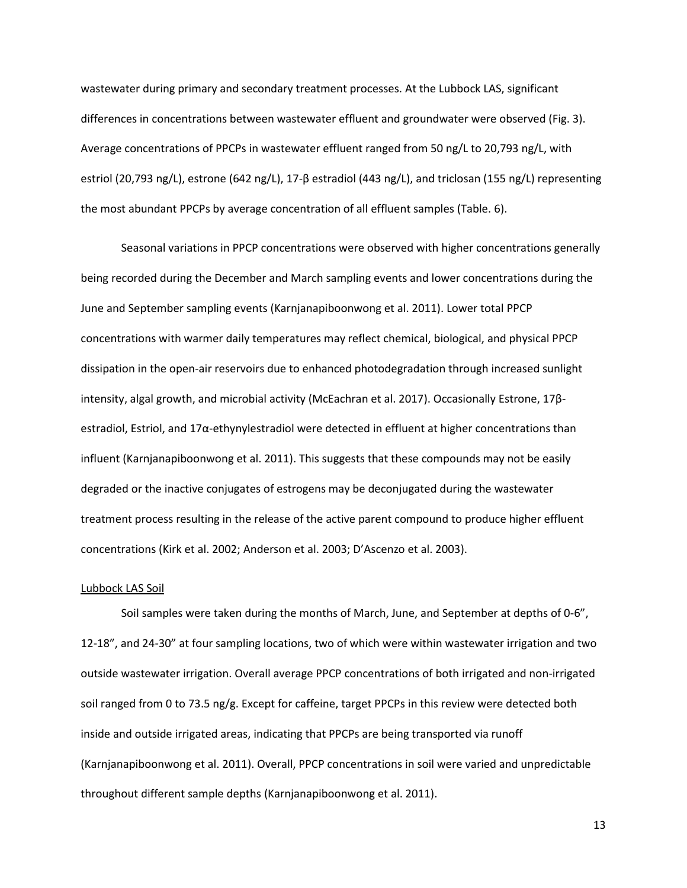wastewater during primary and secondary treatment processes. At the Lubbock LAS, significant differences in concentrations between wastewater effluent and groundwater were observed (Fig. 3). Average concentrations of PPCPs in wastewater effluent ranged from 50 ng/L to 20,793 ng/L, with estriol (20,793 ng/L), estrone (642 ng/L), 17-β estradiol (443 ng/L), and triclosan (155 ng/L) representing the most abundant PPCPs by average concentration of all effluent samples (Table. 6).

Seasonal variations in PPCP concentrations were observed with higher concentrations generally being recorded during the December and March sampling events and lower concentrations during the June and September sampling events (Karnjanapiboonwong et al. 2011). Lower total PPCP concentrations with warmer daily temperatures may reflect chemical, biological, and physical PPCP dissipation in the open-air reservoirs due to enhanced photodegradation through increased sunlight intensity, algal growth, and microbial activity (McEachran et al. 2017). Occasionally Estrone, 17β-estradiol, Estriol, and 17α-ethynylestradiol were detected in effluent at higher concentrations than influent (Karnjanapiboonwong et al. 2011). This suggests that these compounds may not be easily degraded or the inactive conjugates of estrogens may be deconjugated during the wastewater treatment process resulting in the release of the active parent compound to produce higher effluent concentrations (Kirk et al. 2002; Anderson et al. 2003; D'Ascenzo et al. 2003).

<u>Lubbock LAS Soil</u>

Soil samples were taken during the months of March, June, and September at depths of 0-6", 12-18", and 24-30" at four sampling locations, two of which were within wastewater irrigation and two outside wastewater irrigation. Overall average PPCP concentrations of both irrigated and non-irrigated soil ranged from 0 to 73.5 ng/g. Except for caffeine, target PPCPs in this review were detected both inside and outside irrigated areas, indicating that PPCPs are being transported via runoff (Karnjanapiboonwong et al. 2011). Overall, PPCP concentrations in soil were varied and unpredictable throughout different sample depths (Karnjanapiboonwong et al. 2011).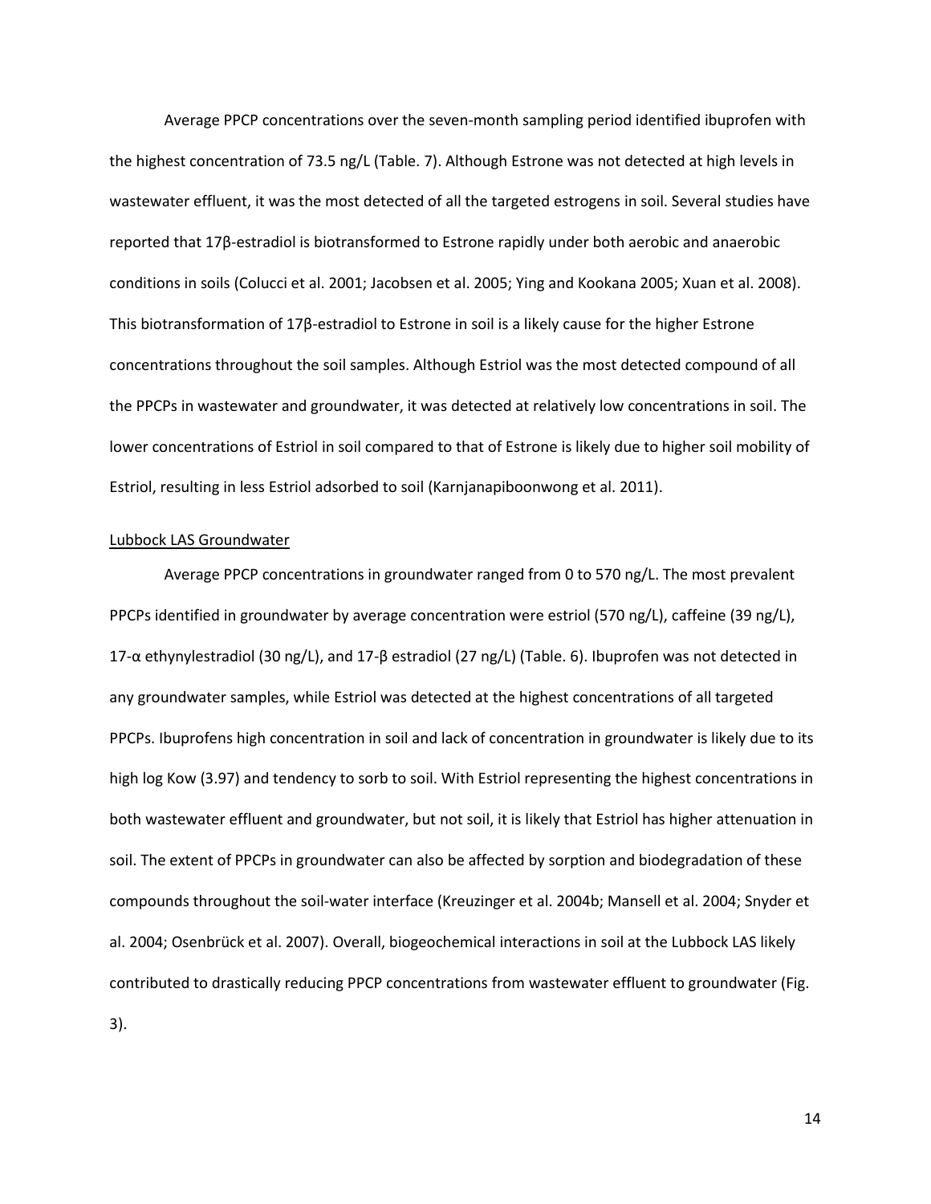Average PPCP concentrations over the seven-month sampling period identified ibuprofen with the highest concentration of 73.5 ng/L (Table. 7). Although Estrone was not detected at high levels in wastewater effluent, it was the most detected of all the targeted estrogens in soil. Several studies have reported that 17β-estradiol is biotransformed to Estrone rapidly under both aerobic and anaerobic conditions in soils (Colucci et al. 2001; Jacobsen et al. 2005; Ying and Kookana 2005; Xuan et al. 2008). This biotransformation of 17β-estradiol to Estrone in soil is a likely cause for the higher Estrone concentrations throughout the soil samples. Although Estriol was the most detected compound of all the PPCPs in wastewater and groundwater, it was detected at relatively low concentrations in soil. The lower concentrations of Estriol in soil compared to that of Estrone is likely due to higher soil mobility of Estriol, resulting in less Estriol adsorbed to soil (Karnjanapiboonwong et al. 2011).

<u>Lubbock LAS Groundwater</u>

Average PPCP concentrations in groundwater ranged from 0 to 570 ng/L. The most prevalent PPCPs identified in groundwater by average concentration were estriol (570 ng/L), caffeine (39 ng/L), 17-α ethynylestradiol (30 ng/L), and 17-β estradiol (27 ng/L) (Table. 6). Ibuprofen was not detected in any groundwater samples, while Estriol was detected at the highest concentrations of all targeted PPCPs. Ibuprofens high concentration in soil and lack of concentration in groundwater is likely due to its high log Kow (3.97) and tendency to sorb to soil. With Estriol representing the highest concentrations in both wastewater effluent and groundwater, but not soil, it is likely that Estriol has higher attenuation in soil. The extent of PPCPs in groundwater can also be affected by sorption and biodegradation of these compounds throughout the soil-water interface (Kreuzinger et al. 2004b; Mansell et al. 2004; Snyder et al. 2004; Osenbrück et al. 2007). Overall, biogeochemical interactions in soil at the Lubbock LAS likely contributed to drastically reducing PPCP concentrations from wastewater effluent to groundwater (Fig. 3).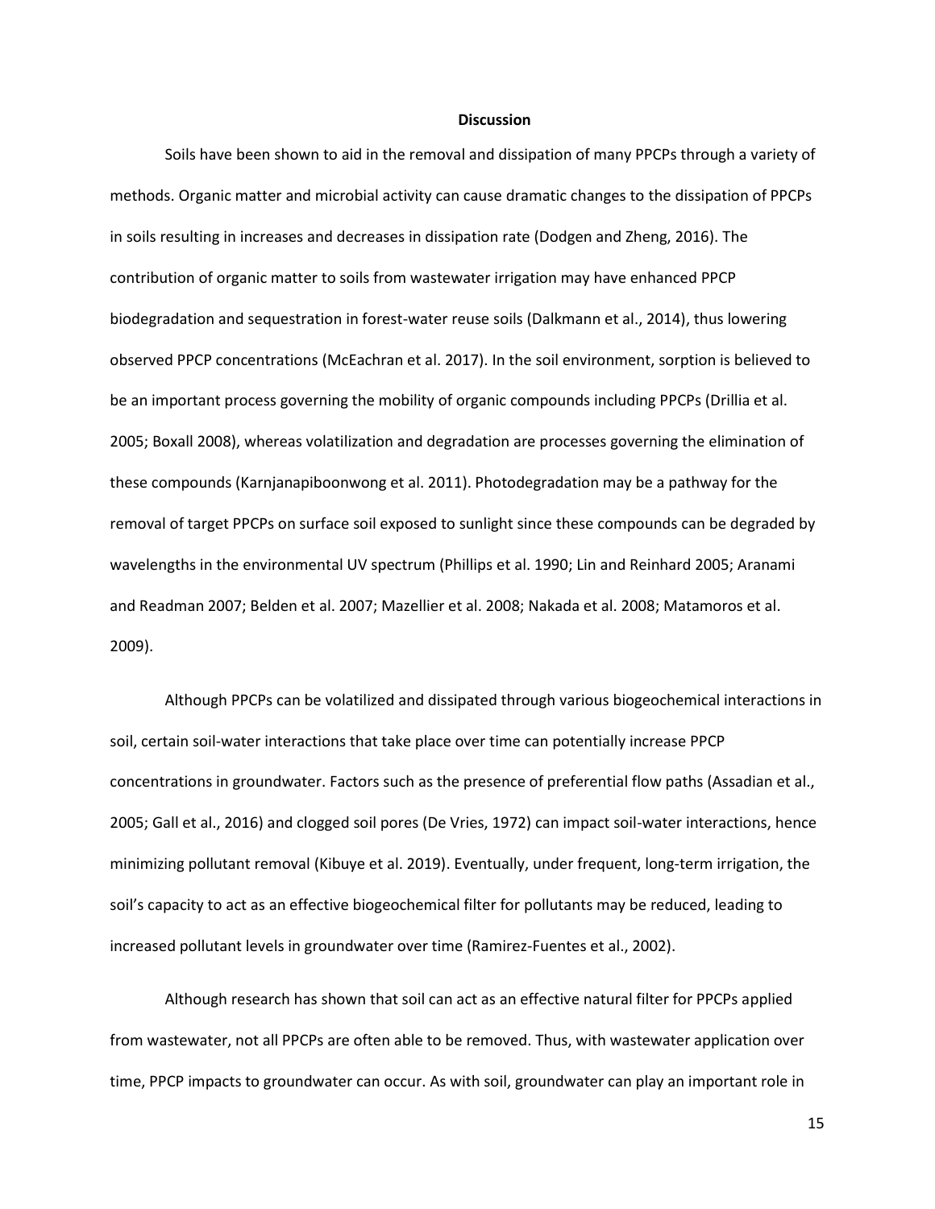## Discussion

Soils have been shown to aid in the removal and dissipation of many PPCPs through a variety of methods. Organic matter and microbial activity can cause dramatic changes to the dissipation of PPCPs in soils resulting in increases and decreases in dissipation rate (Dodgen and Zheng, 2016). The contribution of organic matter to soils from wastewater irrigation may have enhanced PPCP biodegradation and sequestration in forest-water reuse soils (Dalkmann et al., 2014), thus lowering observed PPCP concentrations (McEachran et al. 2017). In the soil environment, sorption is believed to be an important process governing the mobility of organic compounds including PPCPs (Drillia et al. 2005; Boxall 2008), whereas volatilization and degradation are processes governing the elimination of these compounds (Karnjanapiboonwong et al. 2011). Photodegradation may be a pathway for the removal of target PPCPs on surface soil exposed to sunlight since these compounds can be degraded by wavelengths in the environmental UV spectrum (Phillips et al. 1990; Lin and Reinhard 2005; Aranami and Readman 2007; Belden et al. 2007; Mazellier et al. 2008; Nakada et al. 2008; Matamoros et al. 2009).

Although PPCPs can be volatilized and dissipated through various biogeochemical interactions in soil, certain soil-water interactions that take place over time can potentially increase PPCP concentrations in groundwater. Factors such as the presence of preferential flow paths (Assadian et al., 2005; Gall et al., 2016) and clogged soil pores (De Vries, 1972) can impact soil-water interactions, hence minimizing pollutant removal (Kibuye et al. 2019). Eventually, under frequent, long-term irrigation, the soil's capacity to act as an effective biogeochemical filter for pollutants may be reduced, leading to increased pollutant levels in groundwater over time (Ramirez-Fuentes et al., 2002).

Although research has shown that soil can act as an effective natural filter for PPCPs applied from wastewater, not all PPCPs are often able to be removed. Thus, with wastewater application over time, PPCP impacts to groundwater can occur. As with soil, groundwater can play an important role in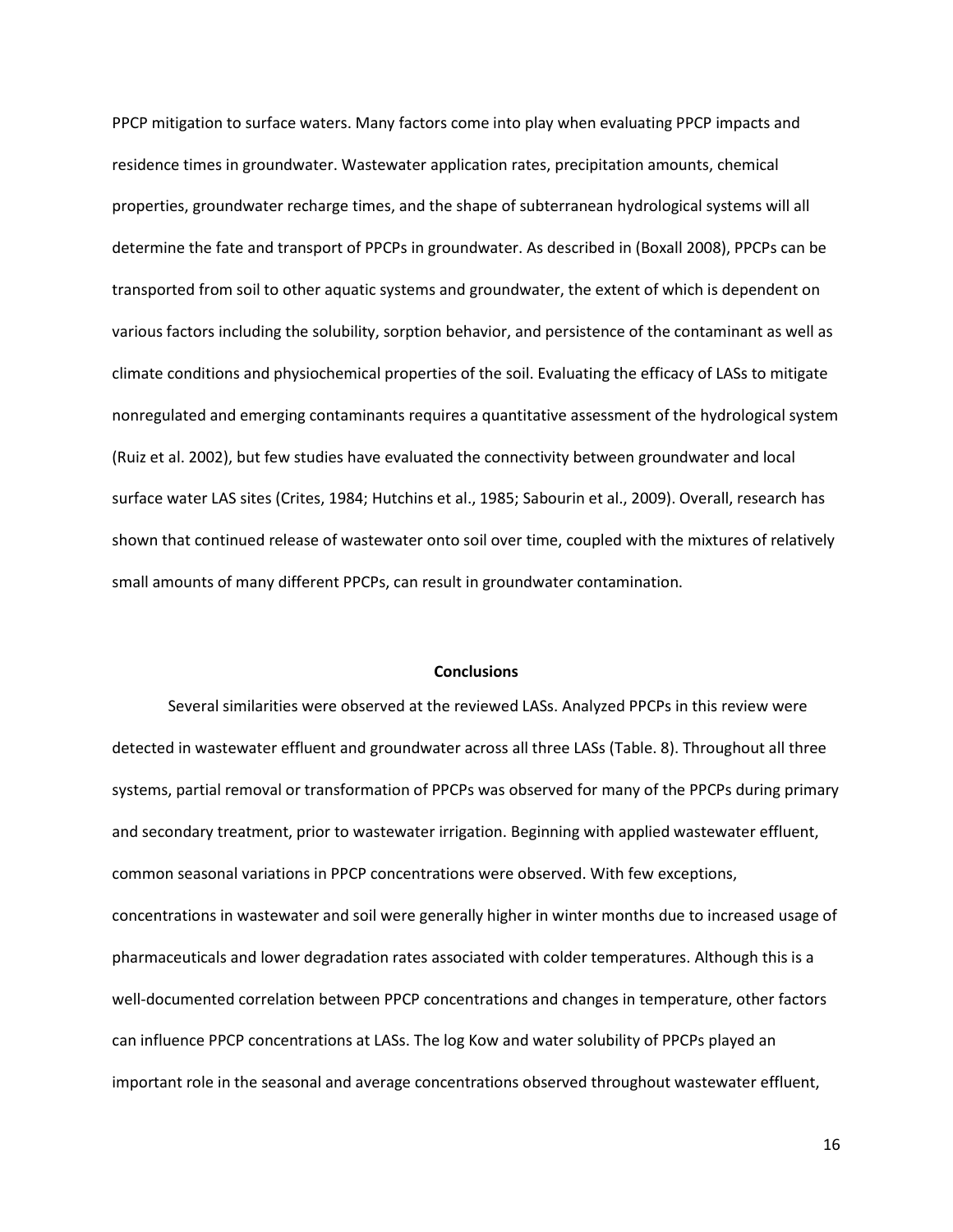PPCP mitigation to surface waters. Many factors come into play when evaluating PPCP impacts and residence times in groundwater. Wastewater application rates, precipitation amounts, chemical properties, groundwater recharge times, and the shape of subterranean hydrological systems will all determine the fate and transport of PPCPs in groundwater. As described in (Boxall 2008), PPCPs can be transported from soil to other aquatic systems and groundwater, the extent of which is dependent on various factors including the solubility, sorption behavior, and persistence of the contaminant as well as climate conditions and physiochemical properties of the soil. Evaluating the efficacy of LASs to mitigate nonregulated and emerging contaminants requires a quantitative assessment of the hydrological system (Ruiz et al. 2002), but few studies have evaluated the connectivity between groundwater and local surface water LAS sites (Crites, 1984; Hutchins et al., 1985; Sabourin et al., 2009). Overall, research has shown that continued release of wastewater onto soil over time, coupled with the mixtures of relatively small amounts of many different PPCPs, can result in groundwater contamination.

## Conclusions

Several similarities were observed at the reviewed LASs. Analyzed PPCPs in this review were detected in wastewater effluent and groundwater across all three LASs (Table. 8). Throughout all three systems, partial removal or transformation of PPCPs was observed for many of the PPCPs during primary and secondary treatment, prior to wastewater irrigation. Beginning with applied wastewater effluent, common seasonal variations in PPCP concentrations were observed. With few exceptions, concentrations in wastewater and soil were generally higher in winter months due to increased usage of pharmaceuticals and lower degradation rates associated with colder temperatures. Although this is a well-documented correlation between PPCP concentrations and changes in temperature, other factors can influence PPCP concentrations at LASs. The log Kow and water solubility of PPCPs played an important role in the seasonal and average concentrations observed throughout wastewater effluent,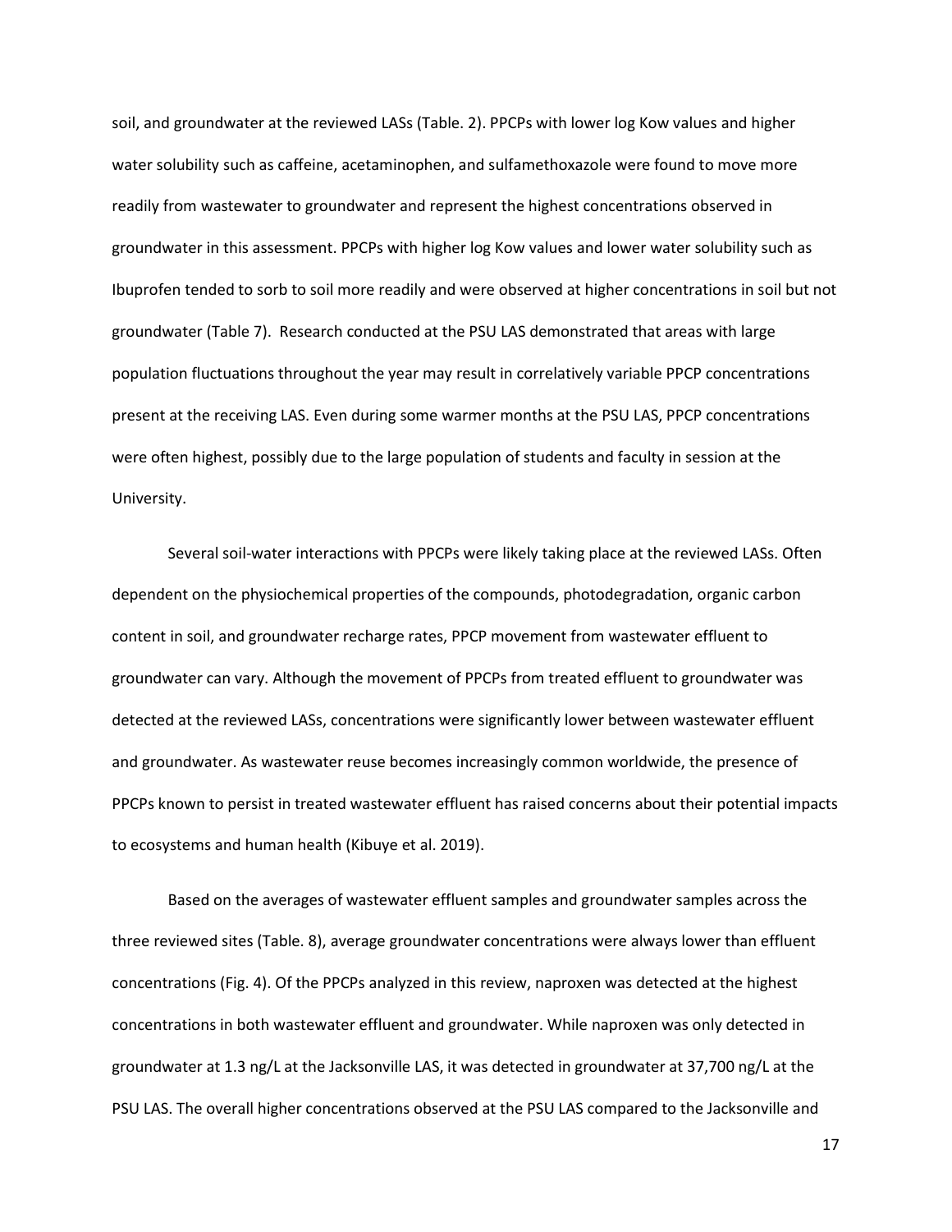soil, and groundwater at the reviewed LASs (Table. 2). PPCPs with lower log Kow values and higher water solubility such as caffeine, acetaminophen, and sulfamethoxazole were found to move more readily from wastewater to groundwater and represent the highest concentrations observed in groundwater in this assessment. PPCPs with higher log Kow values and lower water solubility such as Ibuprofen tended to sorb to soil more readily and were observed at higher concentrations in soil but not groundwater (Table 7). Research conducted at the PSU LAS demonstrated that areas with large population fluctuations throughout the year may result in correlatively variable PPCP concentrations present at the receiving LAS. Even during some warmer months at the PSU LAS, PPCP concentrations were often highest, possibly due to the large population of students and faculty in session at the University.

Several soil-water interactions with PPCPs were likely taking place at the reviewed LASs. Often dependent on the physiochemical properties of the compounds, photodegradation, organic carbon content in soil, and groundwater recharge rates, PPCP movement from wastewater effluent to groundwater can vary. Although the movement of PPCPs from treated effluent to groundwater was detected at the reviewed LASs, concentrations were significantly lower between wastewater effluent and groundwater. As wastewater reuse becomes increasingly common worldwide, the presence of PPCPs known to persist in treated wastewater effluent has raised concerns about their potential impacts to ecosystems and human health (Kibuye et al. 2019).

Based on the averages of wastewater effluent samples and groundwater samples across the three reviewed sites (Table. 8), average groundwater concentrations were always lower than effluent concentrations (Fig. 4). Of the PPCPs analyzed in this review, naproxen was detected at the highest concentrations in both wastewater effluent and groundwater. While naproxen was only detected in groundwater at 1.3 ng/L at the Jacksonville LAS, it was detected in groundwater at 37,700 ng/L at the PSU LAS. The overall higher concentrations observed at the PSU LAS compared to the Jacksonville and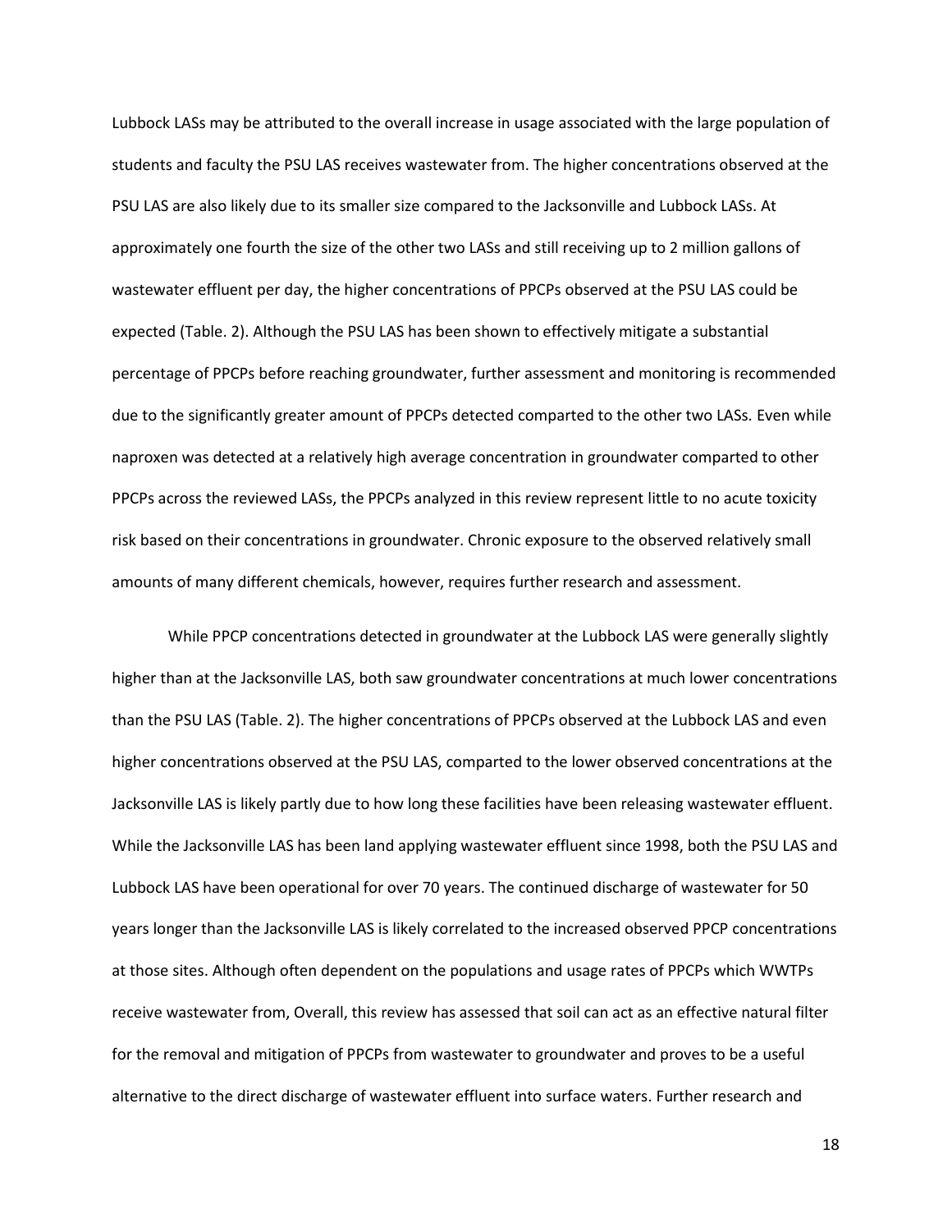Lubbock LASs may be attributed to the overall increase in usage associated with the large population of students and faculty the PSU LAS receives wastewater from. The higher concentrations observed at the PSU LAS are also likely due to its smaller size compared to the Jacksonville and Lubbock LASs. At approximately one fourth the size of the other two LASs and still receiving up to 2 million gallons of wastewater effluent per day, the higher concentrations of PPCPs observed at the PSU LAS could be expected (Table. 2). Although the PSU LAS has been shown to effectively mitigate a substantial percentage of PPCPs before reaching groundwater, further assessment and monitoring is recommended due to the significantly greater amount of PPCPs detected comparted to the other two LASs. Even while naproxen was detected at a relatively high average concentration in groundwater comparted to other PPCPs across the reviewed LASs, the PPCPs analyzed in this review represent little to no acute toxicity risk based on their concentrations in groundwater. Chronic exposure to the observed relatively small amounts of many different chemicals, however, requires further research and assessment.

While PPCP concentrations detected in groundwater at the Lubbock LAS were generally slightly higher than at the Jacksonville LAS, both saw groundwater concentrations at much lower concentrations than the PSU LAS (Table. 2). The higher concentrations of PPCPs observed at the Lubbock LAS and even higher concentrations observed at the PSU LAS, comparted to the lower observed concentrations at the Jacksonville LAS is likely partly due to how long these facilities have been releasing wastewater effluent. While the Jacksonville LAS has been land applying wastewater effluent since 1998, both the PSU LAS and Lubbock LAS have been operational for over 70 years. The continued discharge of wastewater for 50 years longer than the Jacksonville LAS is likely correlated to the increased observed PPCP concentrations at those sites. Although often dependent on the populations and usage rates of PPCPs which WWTPs receive wastewater from, Overall, this review has assessed that soil can act as an effective natural filter for the removal and mitigation of PPCPs from wastewater to groundwater and proves to be a useful alternative to the direct discharge of wastewater effluent into surface waters. Further research and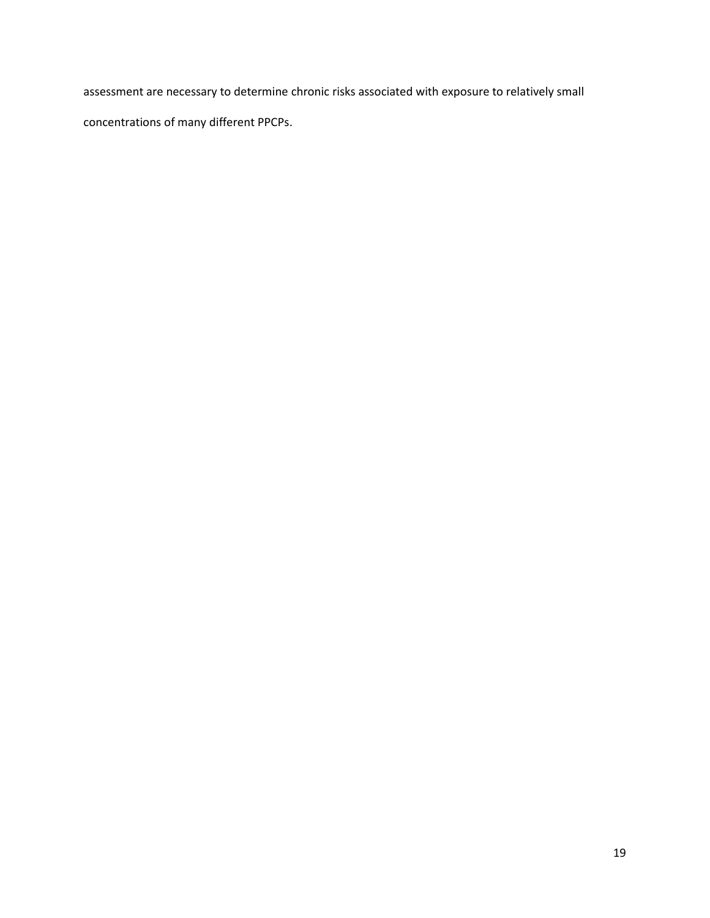assessment are necessary to determine chronic risks associated with exposure to relatively small concentrations of many different PPCPs.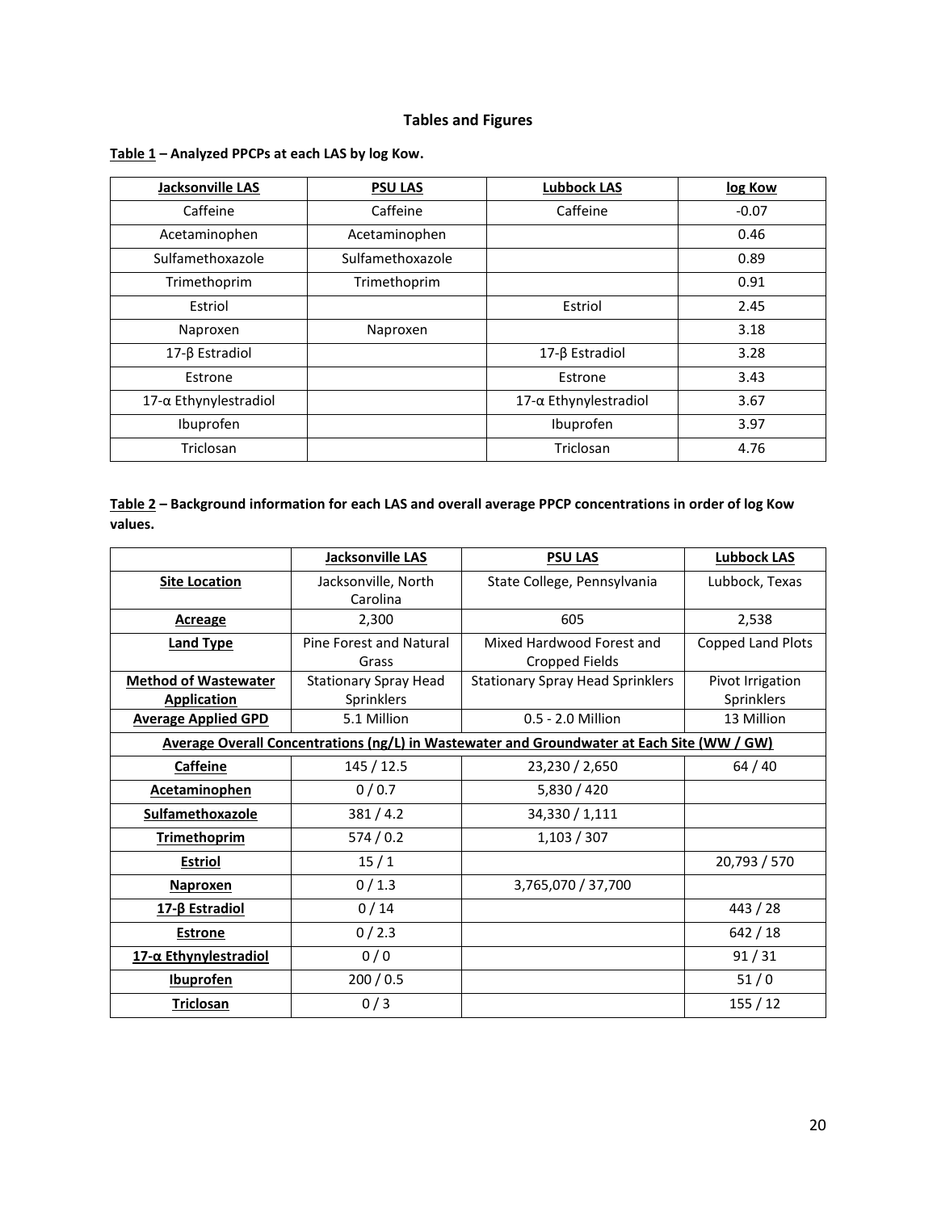## Tables and Figures

**Table 1 – Analyzed PPCPs at each LAS by log Kow.**

| Jacksonville LAS | PSU LAS | Lubbock LAS | log Kow |
|---|---|---|---|
| Caffeine | Caffeine | Caffeine | -0.07 |
| Acetaminophen | Acetaminophen | | 0.46 |
| Sulfamethoxazole | Sulfamethoxazole | | 0.89 |
| Trimethoprim | Trimethoprim | | 0.91 |
| Estriol | | Estriol | 2.45 |
| Naproxen | Naproxen | | 3.18 |
| 17-β Estradiol | | 17-β Estradiol | 3.28 |
| Estrone | | Estrone | 3.43 |
| 17-α Ethynylestradiol | | 17-α Ethynylestradiol | 3.67 |
| Ibuprofen | | Ibuprofen | 3.97 |
| Triclosan | | Triclosan | 4.76 |

**Table 2 – Background information for each LAS and overall average PPCP concentrations in order of log Kow values.**

| | Jacksonville LAS | PSU LAS | Lubbock LAS |
|---|---|---|---|
| **Site Location** | Jacksonville, North Carolina | State College, Pennsylvania | Lubbock, Texas |
| **Acreage** | 2,300 | 605 | 2,538 |
| **Land Type** | Pine Forest and Natural Grass | Mixed Hardwood Forest and Cropped Fields | Copped Land Plots |
| **Method of Wastewater Application** | Stationary Spray Head Sprinklers | Stationary Spray Head Sprinklers | Pivot Irrigation Sprinklers |
| **Average Applied GPD** | 5.1 Million | 0.5 - 2.0 Million | 13 Million |
| **Average Overall Concentrations (ng/L) in Wastewater and Groundwater at Each Site (WW / GW)** | | | |
| **Caffeine** | 145 / 12.5 | 23,230 / 2,650 | 64 / 40 |
| **Acetaminophen** | 0 / 0.7 | 5,830 / 420 | |
| **Sulfamethoxazole** | 381 / 4.2 | 34,330 / 1,111 | |
| **Trimethoprim** | 574 / 0.2 | 1,103 / 307 | |
| **Estriol** | 15 / 1 | | 20,793 / 570 |
| **Naproxen** | 0 / 1.3 | 3,765,070 / 37,700 | |
| **17-β Estradiol** | 0 / 14 | | 443 / 28 |
| **Estrone** | 0 / 2.3 | | 642 / 18 |
| **17-α Ethynylestradiol** | 0 / 0 | | 91 / 31 |
| **Ibuprofen** | 200 / 0.5 | | 51 / 0 |
| **Triclosan** | 0 / 3 | | 155 / 12 |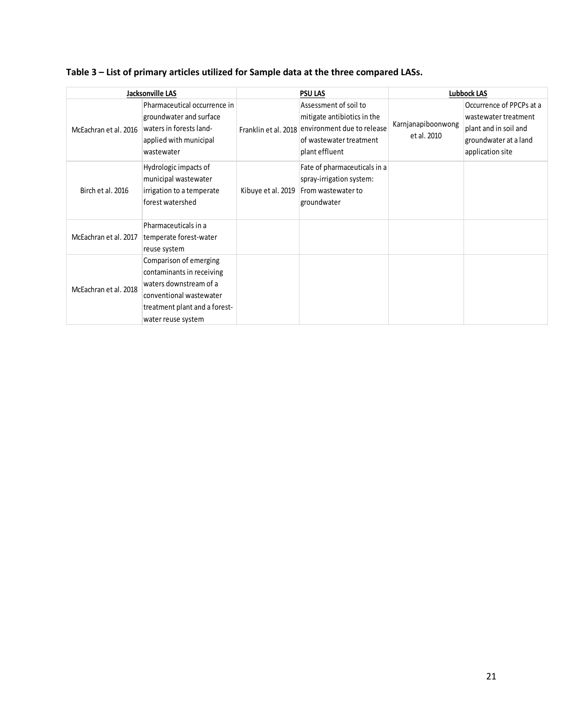**Table 3 – List of primary articles utilized for Sample data at the three compared LASs.**

| Jacksonville LAS | | PSU LAS | | Lubbock LAS | |
|---|---|---|---|---|---|
| McEachran et al. 2016 | Pharmaceutical occurrence in groundwater and surface waters in forests land-applied with municipal wastewater | Franklin et al. 2018 | Assessment of soil to mitigate antibiotics in the environment due to release of wastewater treatment plant effluent | Karnjanapiboonwong et al. 2010 | Occurrence of PPCPs at a wastewater treatment plant and in soil and groundwater at a land application site |
| Birch et al. 2016 | Hydrologic impacts of municipal wastewater irrigation to a temperate forest watershed | Kibuye et al. 2019 | Fate of pharmaceuticals in a spray-irrigation system: From wastewater to groundwater | | |
| McEachran et al. 2017 | Pharmaceuticals in a temperate forest-water reuse system | | | | |
| McEachran et al. 2018 | Comparison of emerging contaminants in receiving waters downstream of a conventional wastewater treatment plant and a forest-water reuse system | | | | |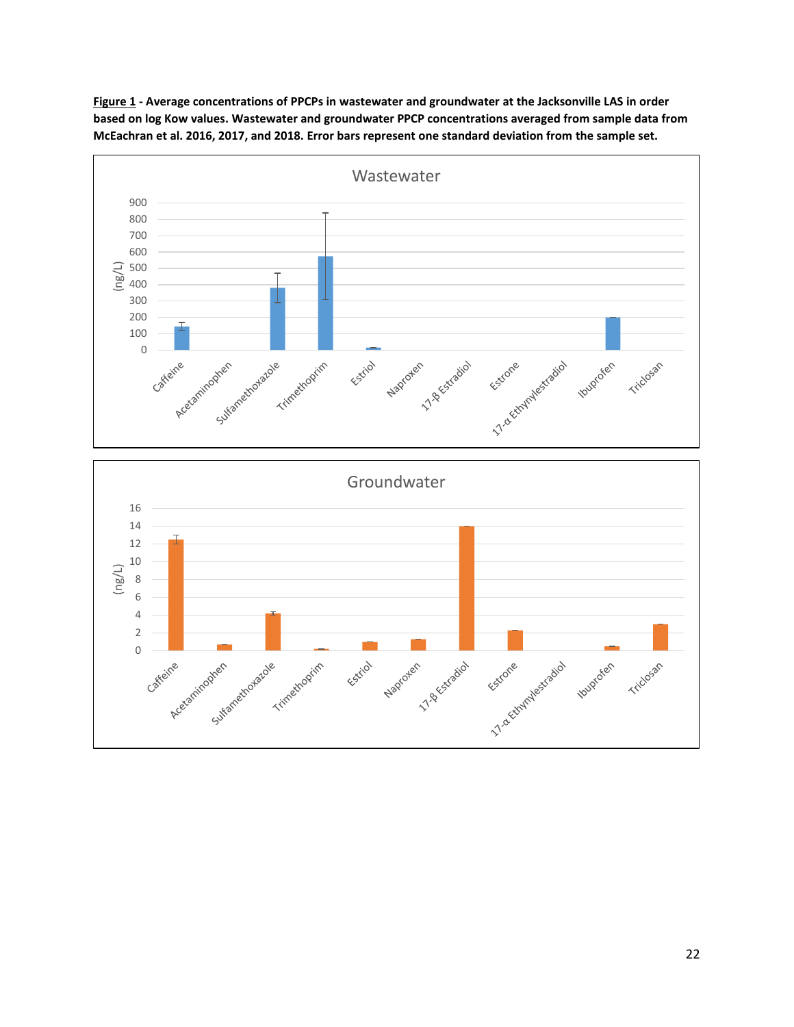**Figure 1** - **Average concentrations of PPCPs in wastewater and groundwater at the Jacksonville LAS in order based on log Kow values. Wastewater and groundwater PPCP concentrations averaged from sample data from McEachran et al. 2016, 2017, and 2018. Error bars represent one standard deviation from the sample set.**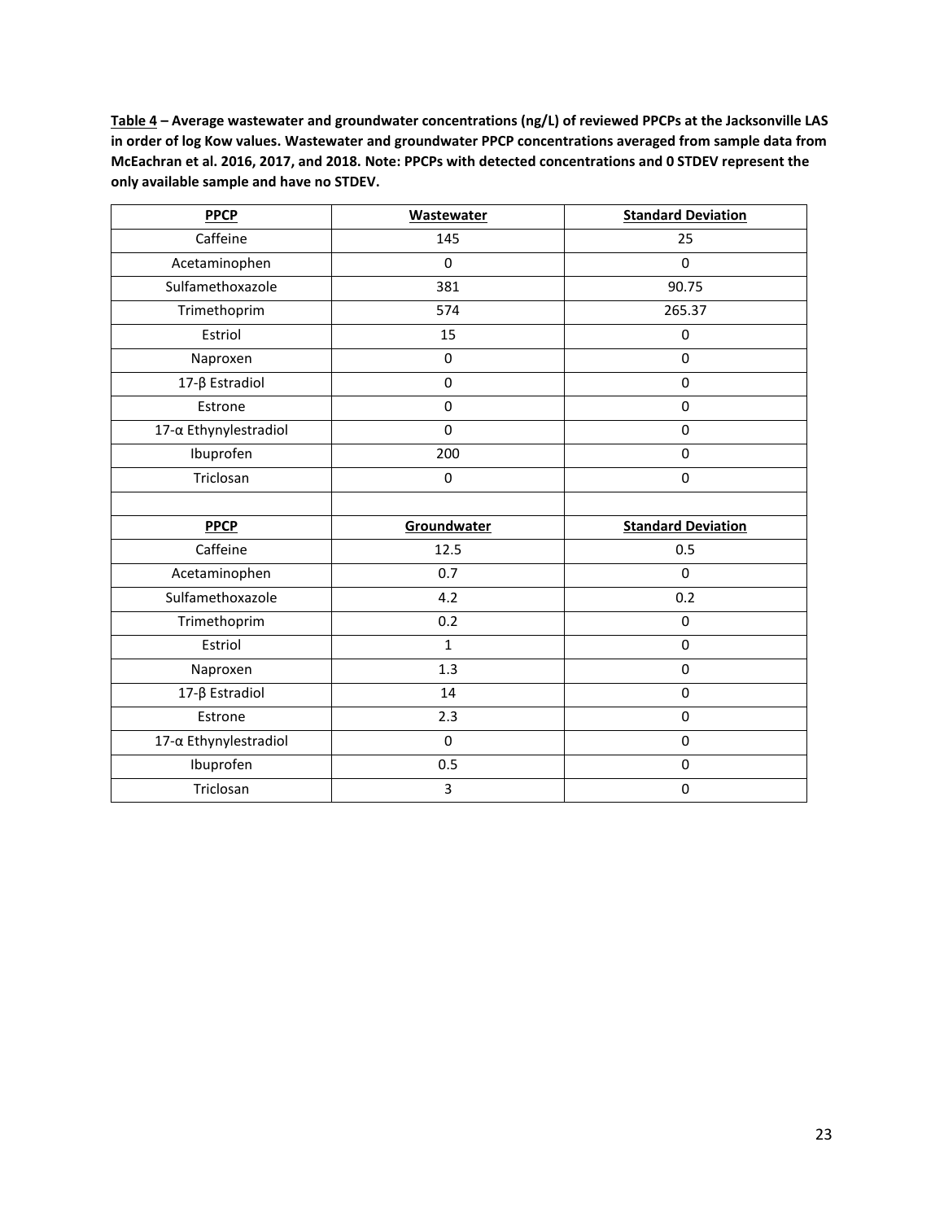**Table 4 – Average wastewater and groundwater concentrations (ng/L) of reviewed PPCPs at the Jacksonville LAS in order of log Kow values. Wastewater and groundwater PPCP concentrations averaged from sample data from McEachran et al. 2016, 2017, and 2018. Note: PPCPs with detected concentrations and 0 STDEV represent the only available sample and have no STDEV.**

| PPCP | Wastewater | Standard Deviation |
|---|---|---|
| Caffeine | 145 | 25 |
| Acetaminophen | 0 | 0 |
| Sulfamethoxazole | 381 | 90.75 |
| Trimethoprim | 574 | 265.37 |
| Estriol | 15 | 0 |
| Naproxen | 0 | 0 |
| 17-β Estradiol | 0 | 0 |
| Estrone | 0 | 0 |
| 17-α Ethynylestradiol | 0 | 0 |
| Ibuprofen | 200 | 0 |
| Triclosan | 0 | 0 |
| | | |
| **PPCP** | **Groundwater** | **Standard Deviation** |
| Caffeine | 12.5 | 0.5 |
| Acetaminophen | 0.7 | 0 |
| Sulfamethoxazole | 4.2 | 0.2 |
| Trimethoprim | 0.2 | 0 |
| Estriol | 1 | 0 |
| Naproxen | 1.3 | 0 |
| 17-β Estradiol | 14 | 0 |
| Estrone | 2.3 | 0 |
| 17-α Ethynylestradiol | 0 | 0 |
| Ibuprofen | 0.5 | 0 |
| Triclosan | 3 | 0 |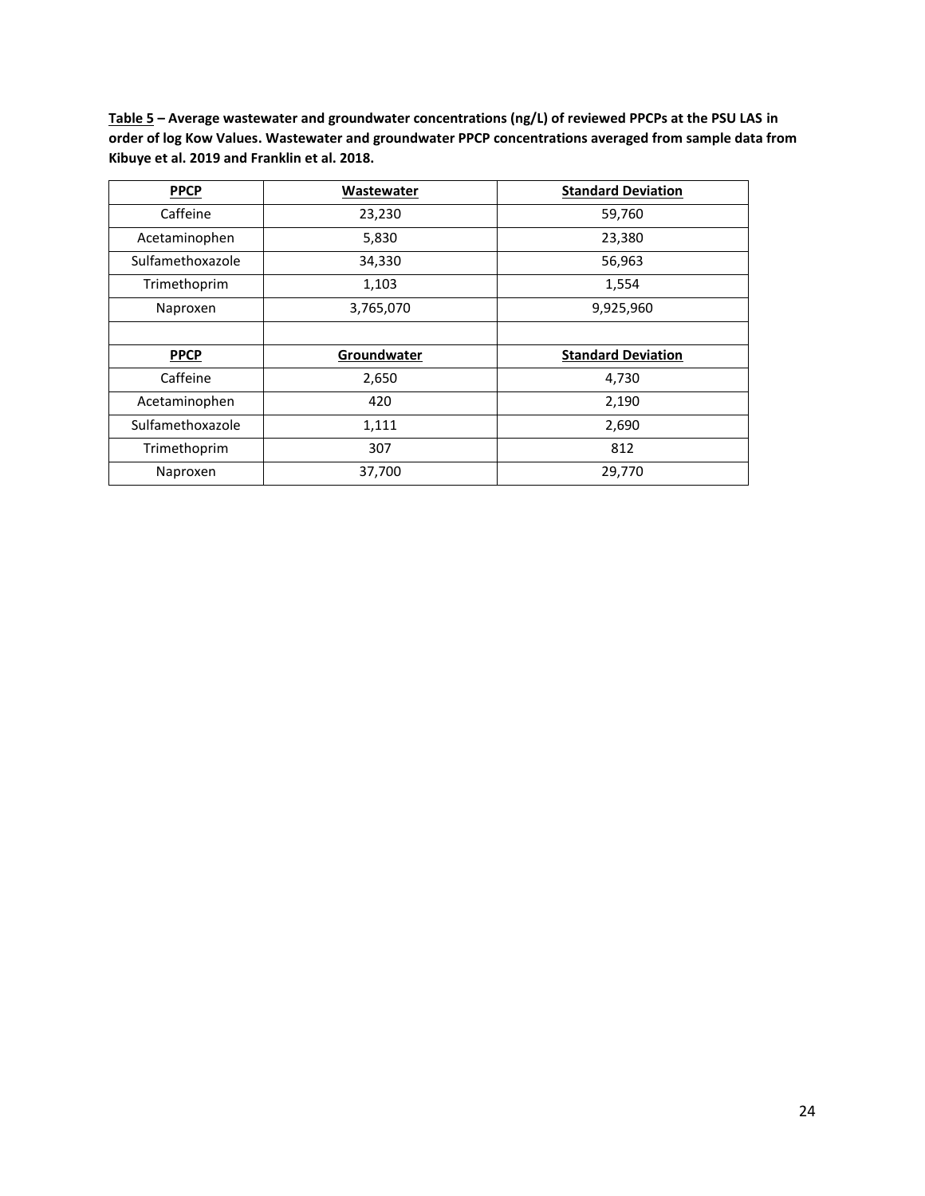**Table 5 – Average wastewater and groundwater concentrations (ng/L) of reviewed PPCPs at the PSU LAS in order of log Kow Values. Wastewater and groundwater PPCP concentrations averaged from sample data from Kibuye et al. 2019 and Franklin et al. 2018.**

| PPCP | Wastewater | Standard Deviation |
|---|---|---|
| Caffeine | 23,230 | 59,760 |
| Acetaminophen | 5,830 | 23,380 |
| Sulfamethoxazole | 34,330 | 56,963 |
| Trimethoprim | 1,103 | 1,554 |
| Naproxen | 3,765,070 | 9,925,960 |
| | | |
| **PPCP** | **Groundwater** | **Standard Deviation** |
| Caffeine | 2,650 | 4,730 |
| Acetaminophen | 420 | 2,190 |
| Sulfamethoxazole | 1,111 | 2,690 |
| Trimethoprim | 307 | 812 |
| Naproxen | 37,700 | 29,770 |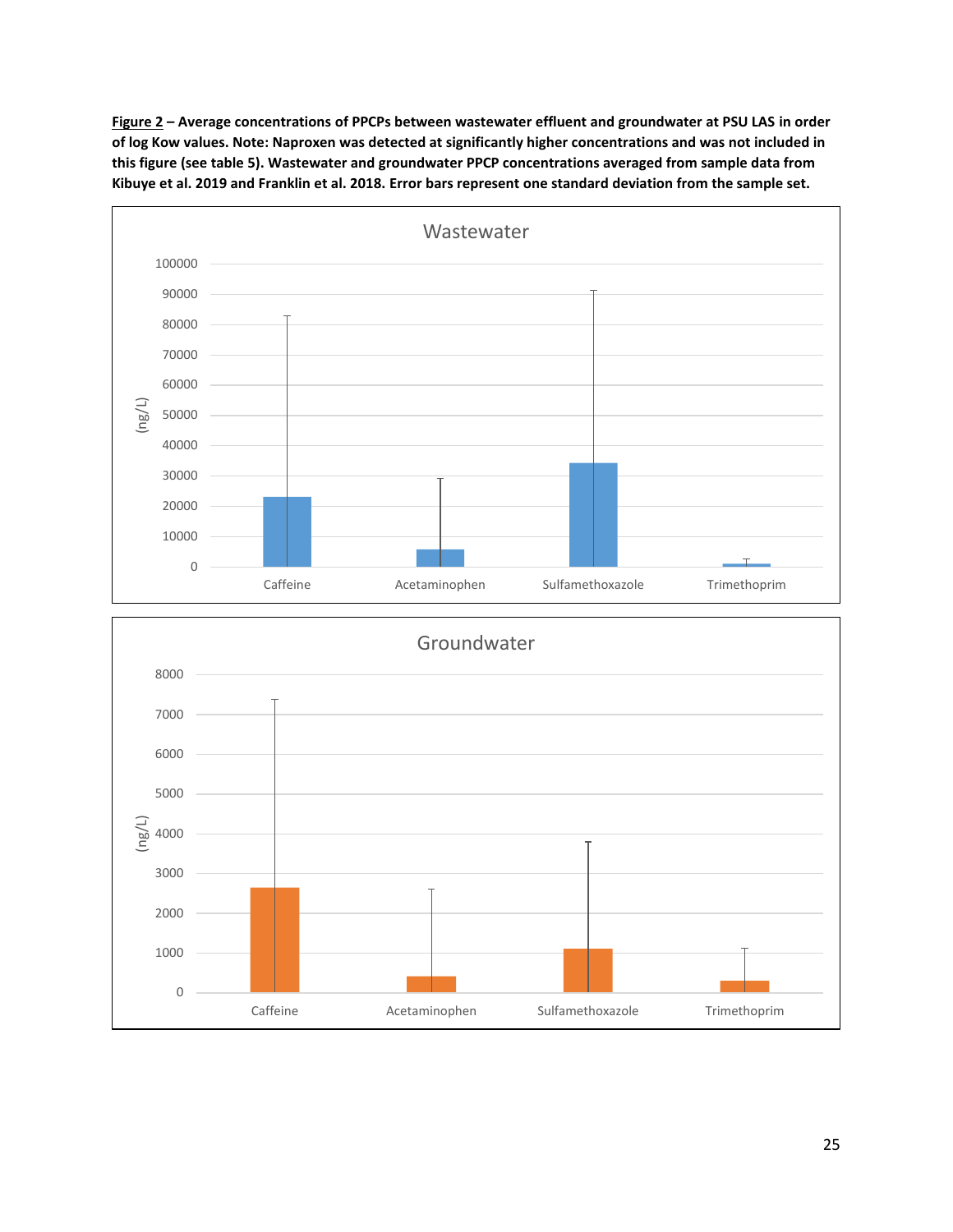**Figure 2** – **Average concentrations of PPCPs between wastewater effluent and groundwater at PSU LAS in order of log Kow values. Note: Naproxen was detected at significantly higher concentrations and was not included in this figure (see table 5). Wastewater and groundwater PPCP concentrations averaged from sample data from Kibuye et al. 2019 and Franklin et al. 2018. Error bars represent one standard deviation from the sample set.**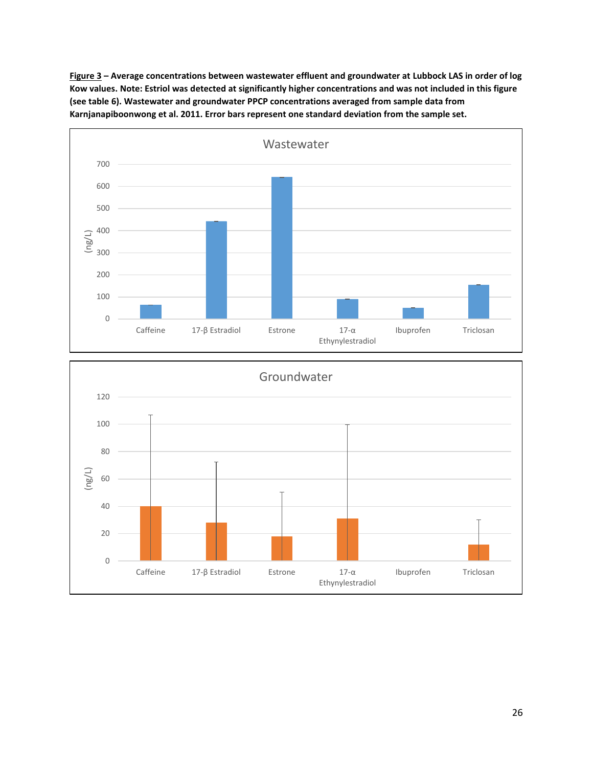**Figure 3** – **Average concentrations between wastewater effluent and groundwater at Lubbock LAS in order of log Kow values. Note: Estriol was detected at significantly higher concentrations and was not included in this figure (see table 6). Wastewater and groundwater PPCP concentrations averaged from sample data from Karnjanapiboonwong et al. 2011. Error bars represent one standard deviation from the sample set.**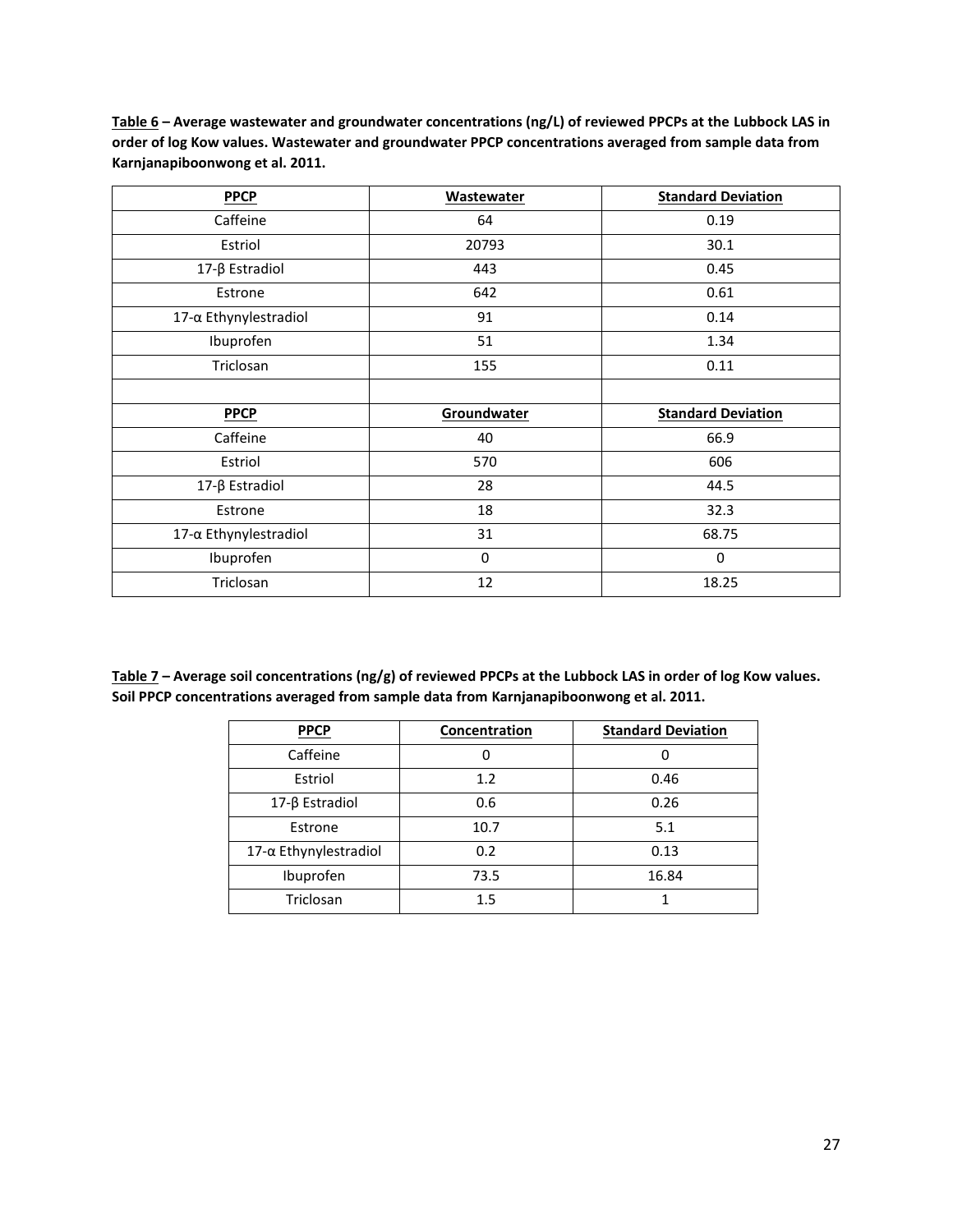**Table 6** – **Average wastewater and groundwater concentrations (ng/L) of reviewed PPCPs at the Lubbock LAS in order of log Kow values. Wastewater and groundwater PPCP concentrations averaged from sample data from Karnjanapiboonwong et al. 2011.**

| PPCP | Wastewater | Standard Deviation |
|---|---|---|
| Caffeine | 64 | 0.19 |
| Estriol | 20793 | 30.1 |
| 17-β Estradiol | 443 | 0.45 |
| Estrone | 642 | 0.61 |
| 17-α Ethynylestradiol | 91 | 0.14 |
| Ibuprofen | 51 | 1.34 |
| Triclosan | 155 | 0.11 |
| | | |
| **PPCP** | **Groundwater** | **Standard Deviation** |
| Caffeine | 40 | 66.9 |
| Estriol | 570 | 606 |
| 17-β Estradiol | 28 | 44.5 |
| Estrone | 18 | 32.3 |
| 17-α Ethynylestradiol | 31 | 68.75 |
| Ibuprofen | 0 | 0 |
| Triclosan | 12 | 18.25 |

**Table 7** – **Average soil concentrations (ng/g) of reviewed PPCPs at the Lubbock LAS in order of log Kow values. Soil PPCP concentrations averaged from sample data from Karnjanapiboonwong et al. 2011.**

| PPCP | Concentration | Standard Deviation |
|---|---|---|
| Caffeine | 0 | 0 |
| Estriol | 1.2 | 0.46 |
| 17-β Estradiol | 0.6 | 0.26 |
| Estrone | 10.7 | 5.1 |
| 17-α Ethynylestradiol | 0.2 | 0.13 |
| Ibuprofen | 73.5 | 16.84 |
| Triclosan | 1.5 | 1 |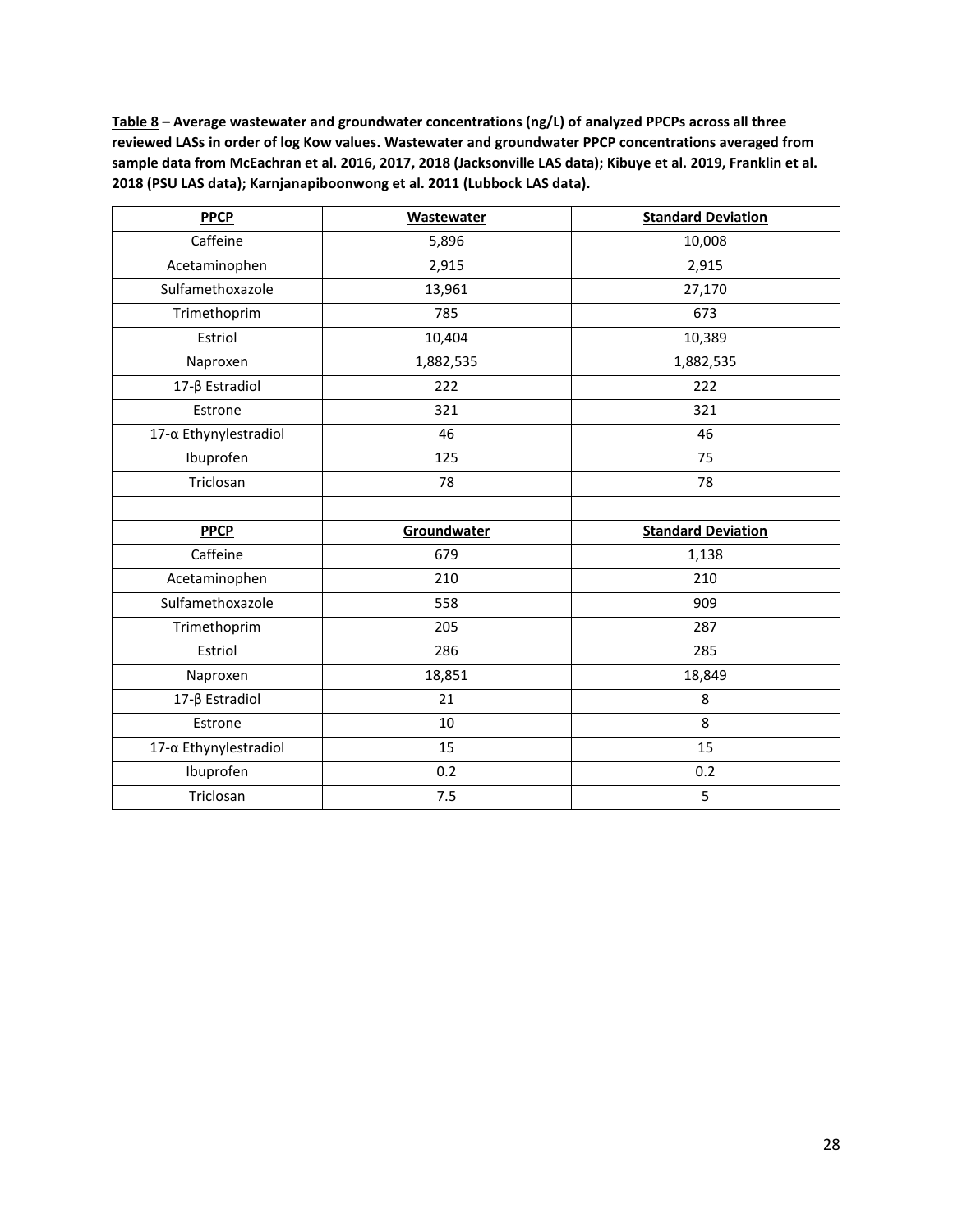**<u>Table 8</u> – Average wastewater and groundwater concentrations (ng/L) of analyzed PPCPs across all three reviewed LASs in order of log Kow values. Wastewater and groundwater PPCP concentrations averaged from sample data from McEachran et al. 2016, 2017, 2018 (Jacksonville LAS data); Kibuye et al. 2019, Franklin et al. 2018 (PSU LAS data); Karnjanapiboonwong et al. 2011 (Lubbock LAS data).**

| PPCP | Wastewater | Standard Deviation |
|---|---|---|
| Caffeine | 5,896 | 10,008 |
| Acetaminophen | 2,915 | 2,915 |
| Sulfamethoxazole | 13,961 | 27,170 |
| Trimethoprim | 785 | 673 |
| Estriol | 10,404 | 10,389 |
| Naproxen | 1,882,535 | 1,882,535 |
| 17-β Estradiol | 222 | 222 |
| Estrone | 321 | 321 |
| 17-α Ethynylestradiol | 46 | 46 |
| Ibuprofen | 125 | 75 |
| Triclosan | 78 | 78 |
| | | |
| **PPCP** | **Groundwater** | **Standard Deviation** |
| Caffeine | 679 | 1,138 |
| Acetaminophen | 210 | 210 |
| Sulfamethoxazole | 558 | 909 |
| Trimethoprim | 205 | 287 |
| Estriol | 286 | 285 |
| Naproxen | 18,851 | 18,849 |
| 17-β Estradiol | 21 | 8 |
| Estrone | 10 | 8 |
| 17-α Ethynylestradiol | 15 | 15 |
| Ibuprofen | 0.2 | 0.2 |
| Triclosan | 7.5 | 5 |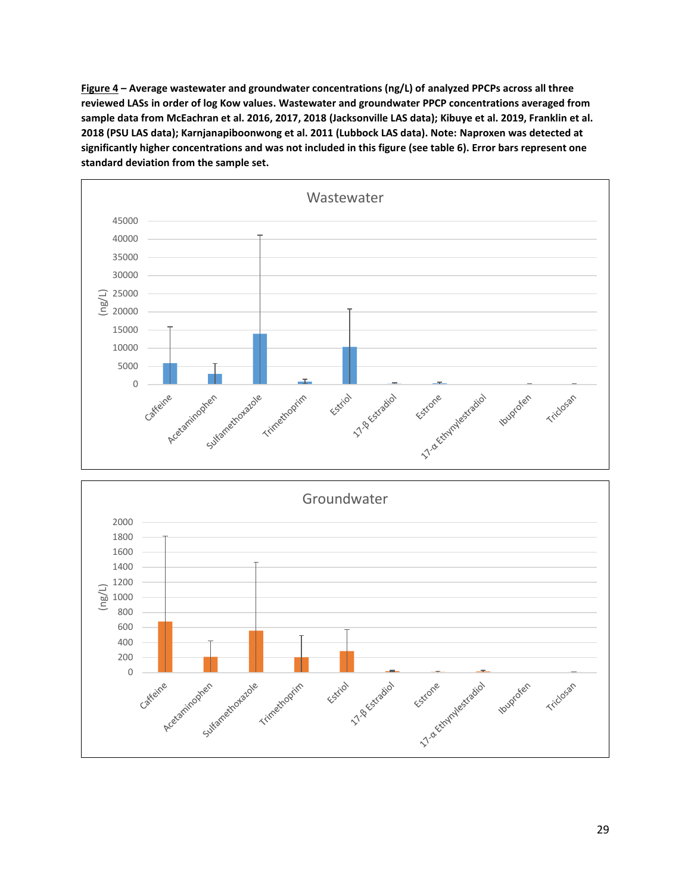**<u>Figure 4</u> – Average wastewater and groundwater concentrations (ng/L) of analyzed PPCPs across all three reviewed LASs in order of log Kow values. Wastewater and groundwater PPCP concentrations averaged from sample data from McEachran et al. 2016, 2017, 2018 (Jacksonville LAS data); Kibuye et al. 2019, Franklin et al. 2018 (PSU LAS data); Karnjanapiboonwong et al. 2011 (Lubbock LAS data). Note: Naproxen was detected at significantly higher concentrations and was not included in this figure (see table 6). Error bars represent one standard deviation from the sample set.**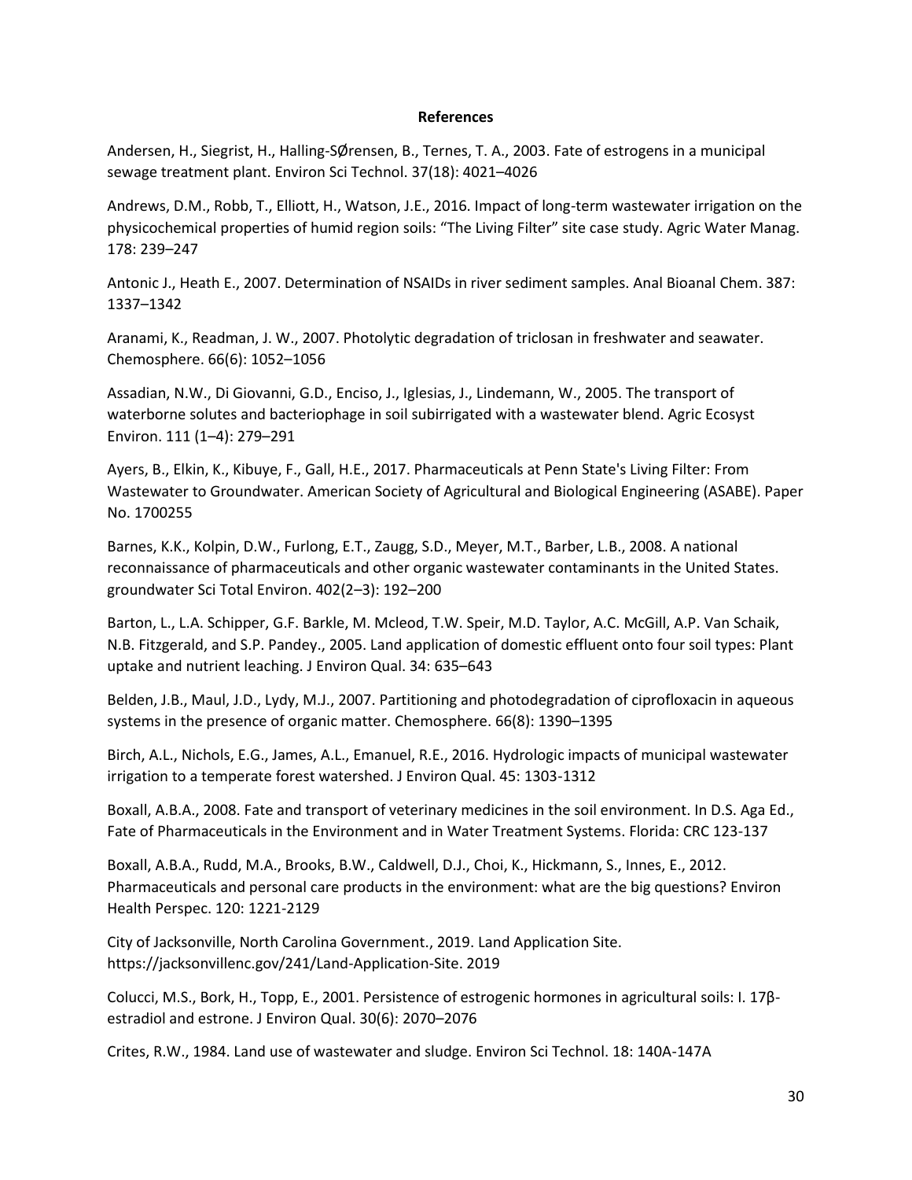# References

Andersen, H., Siegrist, H., Halling-SØrensen, B., Ternes, T. A., 2003. Fate of estrogens in a municipal sewage treatment plant. Environ Sci Technol. 37(18): 4021–4026

Andrews, D.M., Robb, T., Elliott, H., Watson, J.E., 2016. Impact of long-term wastewater irrigation on the physicochemical properties of humid region soils: "The Living Filter" site case study. Agric Water Manag. 178: 239–247

Antonic J., Heath E., 2007. Determination of NSAIDs in river sediment samples. Anal Bioanal Chem. 387: 1337–1342

Aranami, K., Readman, J. W., 2007. Photolytic degradation of triclosan in freshwater and seawater. Chemosphere. 66(6): 1052–1056

Assadian, N.W., Di Giovanni, G.D., Enciso, J., Iglesias, J., Lindemann, W., 2005. The transport of waterborne solutes and bacteriophage in soil subirrigated with a wastewater blend. Agric Ecosyst Environ. 111 (1–4): 279–291

Ayers, B., Elkin, K., Kibuye, F., Gall, H.E., 2017. Pharmaceuticals at Penn State's Living Filter: From Wastewater to Groundwater. American Society of Agricultural and Biological Engineering (ASABE). Paper No. 1700255

Barnes, K.K., Kolpin, D.W., Furlong, E.T., Zaugg, S.D., Meyer, M.T., Barber, L.B., 2008. A national reconnaissance of pharmaceuticals and other organic wastewater contaminants in the United States. groundwater Sci Total Environ. 402(2–3): 192–200

Barton, L., L.A. Schipper, G.F. Barkle, M. Mcleod, T.W. Speir, M.D. Taylor, A.C. McGill, A.P. Van Schaik, N.B. Fitzgerald, and S.P. Pandey., 2005. Land application of domestic effluent onto four soil types: Plant uptake and nutrient leaching. J Environ Qual. 34: 635–643

Belden, J.B., Maul, J.D., Lydy, M.J., 2007. Partitioning and photodegradation of ciprofloxacin in aqueous systems in the presence of organic matter. Chemosphere. 66(8): 1390–1395

Birch, A.L., Nichols, E.G., James, A.L., Emanuel, R.E., 2016. Hydrologic impacts of municipal wastewater irrigation to a temperate forest watershed. J Environ Qual. 45: 1303-1312

Boxall, A.B.A., 2008. Fate and transport of veterinary medicines in the soil environment. In D.S. Aga Ed., Fate of Pharmaceuticals in the Environment and in Water Treatment Systems. Florida: CRC 123-137

Boxall, A.B.A., Rudd, M.A., Brooks, B.W., Caldwell, D.J., Choi, K., Hickmann, S., Innes, E., 2012. Pharmaceuticals and personal care products in the environment: what are the big questions? Environ Health Perspec. 120: 1221-2129

City of Jacksonville, North Carolina Government., 2019. Land Application Site. https://jacksonvillenc.gov/241/Land-Application-Site. 2019

Colucci, M.S., Bork, H., Topp, E., 2001. Persistence of estrogenic hormones in agricultural soils: I. 17β-estradiol and estrone. J Environ Qual. 30(6): 2070–2076

Crites, R.W., 1984. Land use of wastewater and sludge. Environ Sci Technol. 18: 140A-147A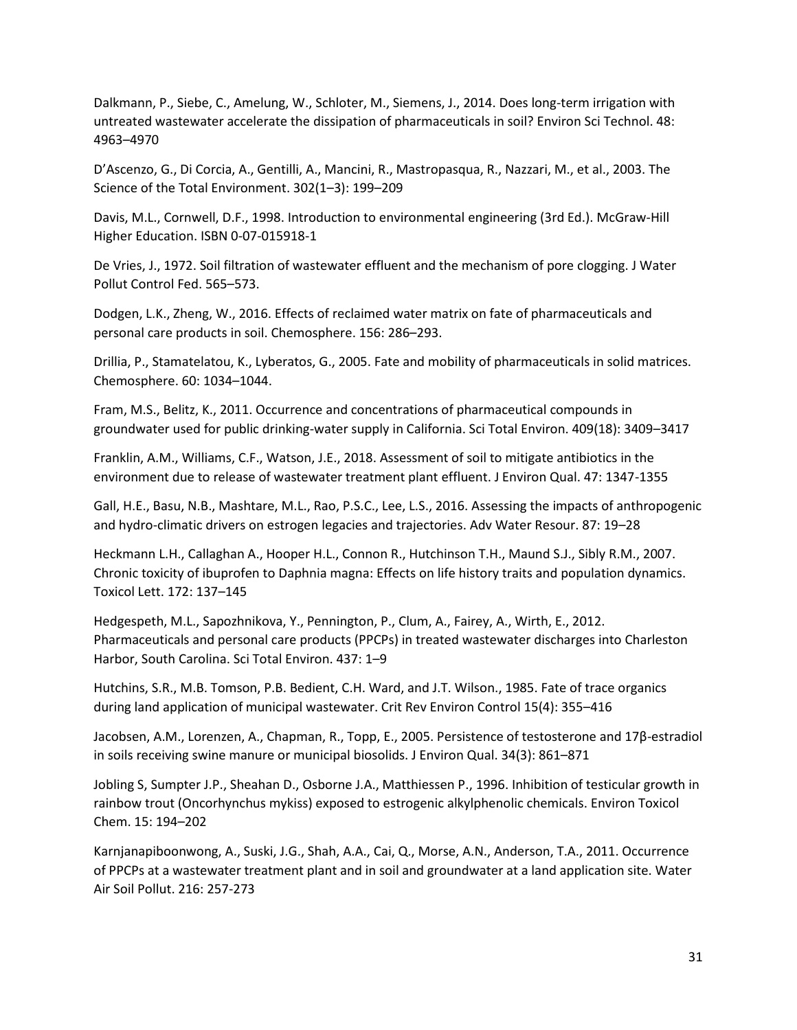Dalkmann, P., Siebe, C., Amelung, W., Schloter, M., Siemens, J., 2014. Does long-term irrigation with untreated wastewater accelerate the dissipation of pharmaceuticals in soil? Environ Sci Technol. 48: 4963–4970

D'Ascenzo, G., Di Corcia, A., Gentilli, A., Mancini, R., Mastropasqua, R., Nazzari, M., et al., 2003. The Science of the Total Environment. 302(1–3): 199–209

Davis, M.L., Cornwell, D.F., 1998. Introduction to environmental engineering (3rd Ed.). McGraw-Hill Higher Education. ISBN 0-07-015918-1

De Vries, J., 1972. Soil filtration of wastewater effluent and the mechanism of pore clogging. J Water Pollut Control Fed. 565–573.

Dodgen, L.K., Zheng, W., 2016. Effects of reclaimed water matrix on fate of pharmaceuticals and personal care products in soil. Chemosphere. 156: 286–293.

Drillia, P., Stamatelatou, K., Lyberatos, G., 2005. Fate and mobility of pharmaceuticals in solid matrices. Chemosphere. 60: 1034–1044.

Fram, M.S., Belitz, K., 2011. Occurrence and concentrations of pharmaceutical compounds in groundwater used for public drinking-water supply in California. Sci Total Environ. 409(18): 3409–3417

Franklin, A.M., Williams, C.F., Watson, J.E., 2018. Assessment of soil to mitigate antibiotics in the environment due to release of wastewater treatment plant effluent. J Environ Qual. 47: 1347-1355

Gall, H.E., Basu, N.B., Mashtare, M.L., Rao, P.S.C., Lee, L.S., 2016. Assessing the impacts of anthropogenic and hydro-climatic drivers on estrogen legacies and trajectories. Adv Water Resour. 87: 19–28

Heckmann L.H., Callaghan A., Hooper H.L., Connon R., Hutchinson T.H., Maund S.J., Sibly R.M., 2007. Chronic toxicity of ibuprofen to Daphnia magna: Effects on life history traits and population dynamics. Toxicol Lett. 172: 137–145

Hedgespeth, M.L., Sapozhnikova, Y., Pennington, P., Clum, A., Fairey, A., Wirth, E., 2012. Pharmaceuticals and personal care products (PPCPs) in treated wastewater discharges into Charleston Harbor, South Carolina. Sci Total Environ. 437: 1–9

Hutchins, S.R., M.B. Tomson, P.B. Bedient, C.H. Ward, and J.T. Wilson., 1985. Fate of trace organics during land application of municipal wastewater. Crit Rev Environ Control 15(4): 355–416

Jacobsen, A.M., Lorenzen, A., Chapman, R., Topp, E., 2005. Persistence of testosterone and 17β-estradiol in soils receiving swine manure or municipal biosolids. J Environ Qual. 34(3): 861–871

Jobling S, Sumpter J.P., Sheahan D., Osborne J.A., Matthiessen P., 1996. Inhibition of testicular growth in rainbow trout (Oncorhynchus mykiss) exposed to estrogenic alkylphenolic chemicals. Environ Toxicol Chem. 15: 194–202

Karnjanapiboonwong, A., Suski, J.G., Shah, A.A., Cai, Q., Morse, A.N., Anderson, T.A., 2011. Occurrence of PPCPs at a wastewater treatment plant and in soil and groundwater at a land application site. Water Air Soil Pollut. 216: 257-273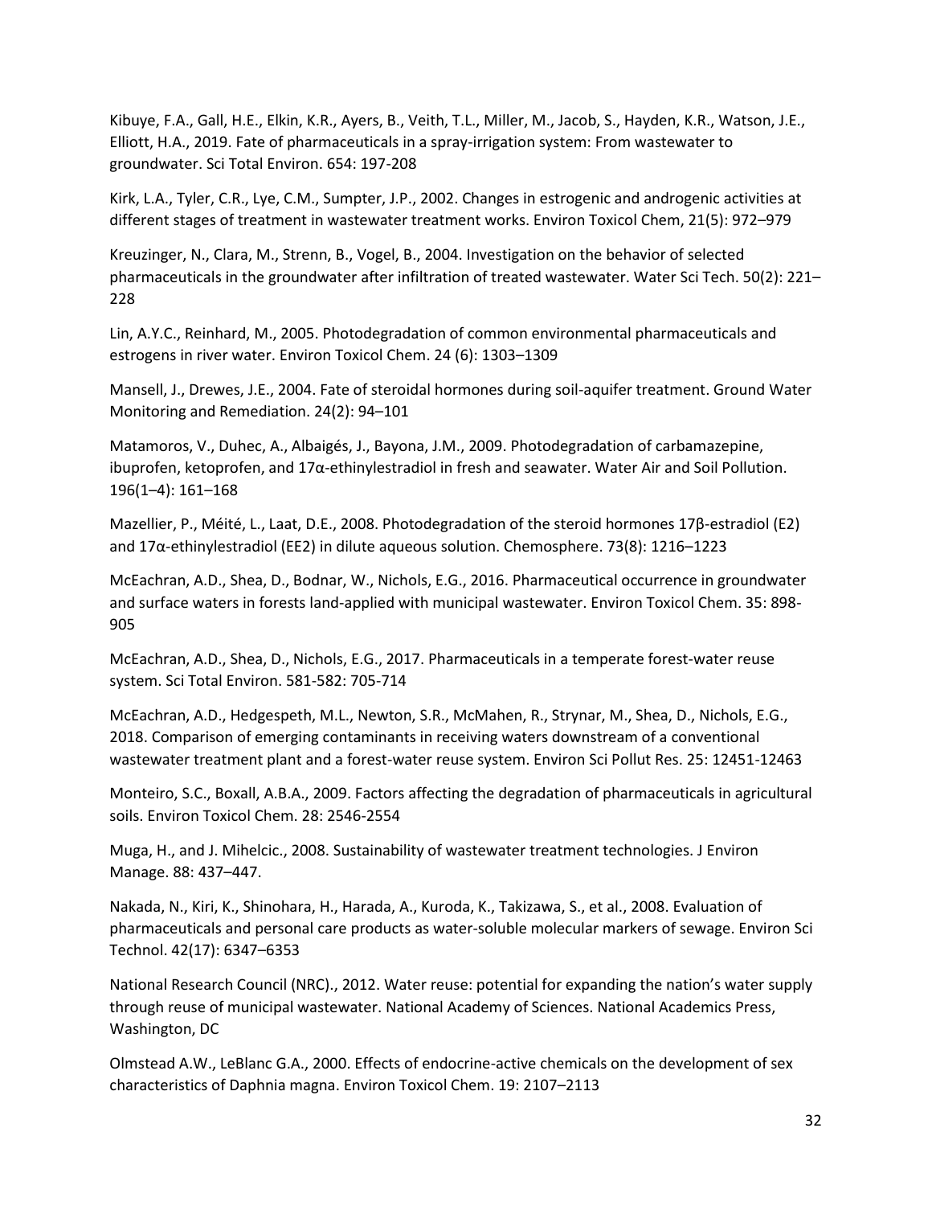Kibuye, F.A., Gall, H.E., Elkin, K.R., Ayers, B., Veith, T.L., Miller, M., Jacob, S., Hayden, K.R., Watson, J.E., Elliott, H.A., 2019. Fate of pharmaceuticals in a spray-irrigation system: From wastewater to groundwater. Sci Total Environ. 654: 197-208

Kirk, L.A., Tyler, C.R., Lye, C.M., Sumpter, J.P., 2002. Changes in estrogenic and androgenic activities at different stages of treatment in wastewater treatment works. Environ Toxicol Chem, 21(5): 972–979

Kreuzinger, N., Clara, M., Strenn, B., Vogel, B., 2004. Investigation on the behavior of selected pharmaceuticals in the groundwater after infiltration of treated wastewater. Water Sci Tech. 50(2): 221–228

Lin, A.Y.C., Reinhard, M., 2005. Photodegradation of common environmental pharmaceuticals and estrogens in river water. Environ Toxicol Chem. 24 (6): 1303–1309

Mansell, J., Drewes, J.E., 2004. Fate of steroidal hormones during soil-aquifer treatment. Ground Water Monitoring and Remediation. 24(2): 94–101

Matamoros, V., Duhec, A., Albaigés, J., Bayona, J.M., 2009. Photodegradation of carbamazepine, ibuprofen, ketoprofen, and 17α-ethinylestradiol in fresh and seawater. Water Air and Soil Pollution. 196(1–4): 161–168

Mazellier, P., Méité, L., Laat, D.E., 2008. Photodegradation of the steroid hormones 17β-estradiol (E2) and 17α-ethinylestradiol (EE2) in dilute aqueous solution. Chemosphere. 73(8): 1216–1223

McEachran, A.D., Shea, D., Bodnar, W., Nichols, E.G., 2016. Pharmaceutical occurrence in groundwater and surface waters in forests land-applied with municipal wastewater. Environ Toxicol Chem. 35: 898-905

McEachran, A.D., Shea, D., Nichols, E.G., 2017. Pharmaceuticals in a temperate forest-water reuse system. Sci Total Environ. 581-582: 705-714

McEachran, A.D., Hedgespeth, M.L., Newton, S.R., McMahen, R., Strynar, M., Shea, D., Nichols, E.G., 2018. Comparison of emerging contaminants in receiving waters downstream of a conventional wastewater treatment plant and a forest-water reuse system. Environ Sci Pollut Res. 25: 12451-12463

Monteiro, S.C., Boxall, A.B.A., 2009. Factors affecting the degradation of pharmaceuticals in agricultural soils. Environ Toxicol Chem. 28: 2546-2554

Muga, H., and J. Mihelcic., 2008. Sustainability of wastewater treatment technologies. J Environ Manage. 88: 437–447.

Nakada, N., Kiri, K., Shinohara, H., Harada, A., Kuroda, K., Takizawa, S., et al., 2008. Evaluation of pharmaceuticals and personal care products as water-soluble molecular markers of sewage. Environ Sci Technol. 42(17): 6347–6353

National Research Council (NRC)., 2012. Water reuse: potential for expanding the nation's water supply through reuse of municipal wastewater. National Academy of Sciences. National Academics Press, Washington, DC

Olmstead A.W., LeBlanc G.A., 2000. Effects of endocrine-active chemicals on the development of sex characteristics of Daphnia magna. Environ Toxicol Chem. 19: 2107–2113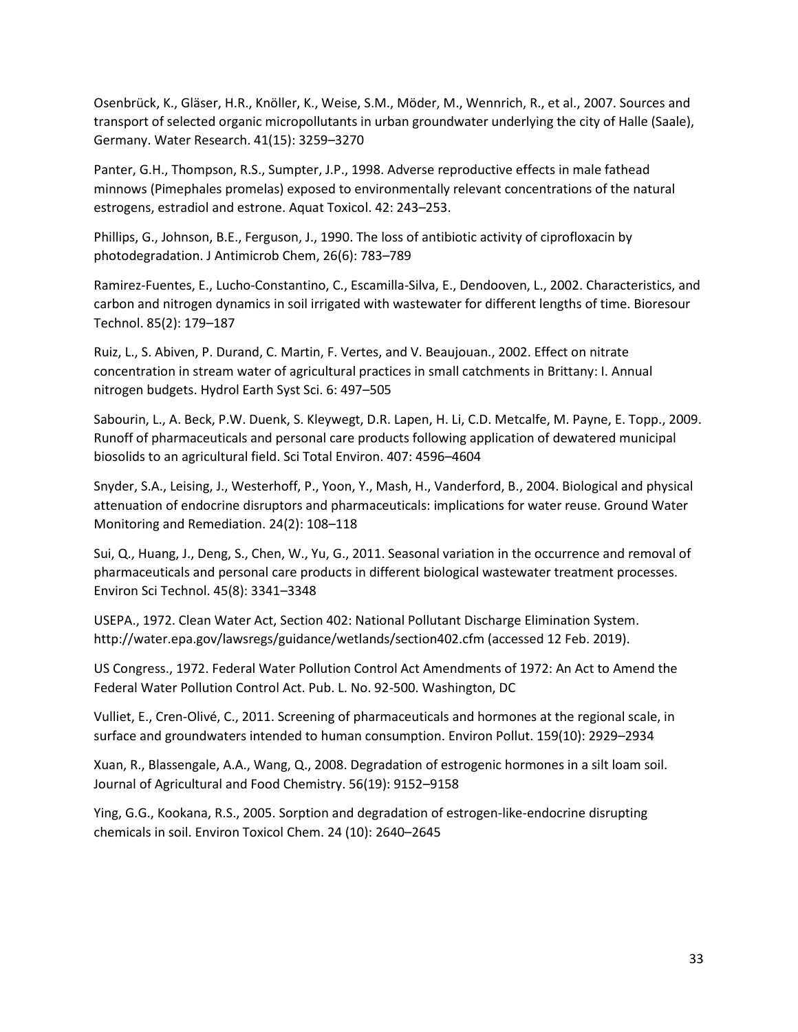Osenbrück, K., Gläser, H.R., Knöller, K., Weise, S.M., Möder, M., Wennrich, R., et al., 2007. Sources and transport of selected organic micropollutants in urban groundwater underlying the city of Halle (Saale), Germany. Water Research. 41(15): 3259–3270

Panter, G.H., Thompson, R.S., Sumpter, J.P., 1998. Adverse reproductive effects in male fathead minnows (Pimephales promelas) exposed to environmentally relevant concentrations of the natural estrogens, estradiol and estrone. Aquat Toxicol. 42: 243–253.

Phillips, G., Johnson, B.E., Ferguson, J., 1990. The loss of antibiotic activity of ciprofloxacin by photodegradation. J Antimicrob Chem, 26(6): 783–789

Ramirez-Fuentes, E., Lucho-Constantino, C., Escamilla-Silva, E., Dendooven, L., 2002. Characteristics, and carbon and nitrogen dynamics in soil irrigated with wastewater for different lengths of time. Bioresour Technol. 85(2): 179–187

Ruiz, L., S. Abiven, P. Durand, C. Martin, F. Vertes, and V. Beaujouan., 2002. Effect on nitrate concentration in stream water of agricultural practices in small catchments in Brittany: I. Annual nitrogen budgets. Hydrol Earth Syst Sci. 6: 497–505

Sabourin, L., A. Beck, P.W. Duenk, S. Kleywegt, D.R. Lapen, H. Li, C.D. Metcalfe, M. Payne, E. Topp., 2009. Runoff of pharmaceuticals and personal care products following application of dewatered municipal biosolids to an agricultural field. Sci Total Environ. 407: 4596–4604

Snyder, S.A., Leising, J., Westerhoff, P., Yoon, Y., Mash, H., Vanderford, B., 2004. Biological and physical attenuation of endocrine disruptors and pharmaceuticals: implications for water reuse. Ground Water Monitoring and Remediation. 24(2): 108–118

Sui, Q., Huang, J., Deng, S., Chen, W., Yu, G., 2011. Seasonal variation in the occurrence and removal of pharmaceuticals and personal care products in different biological wastewater treatment processes. Environ Sci Technol. 45(8): 3341–3348

USEPA., 1972. Clean Water Act, Section 402: National Pollutant Discharge Elimination System. http://water.epa.gov/lawsregs/guidance/wetlands/section402.cfm (accessed 12 Feb. 2019).

US Congress., 1972. Federal Water Pollution Control Act Amendments of 1972: An Act to Amend the Federal Water Pollution Control Act. Pub. L. No. 92-500. Washington, DC

Vulliet, E., Cren-Olivé, C., 2011. Screening of pharmaceuticals and hormones at the regional scale, in surface and groundwaters intended to human consumption. Environ Pollut. 159(10): 2929–2934

Xuan, R., Blassengale, A.A., Wang, Q., 2008. Degradation of estrogenic hormones in a silt loam soil. Journal of Agricultural and Food Chemistry. 56(19): 9152–9158

Ying, G.G., Kookana, R.S., 2005. Sorption and degradation of estrogen-like-endocrine disrupting chemicals in soil. Environ Toxicol Chem. 24 (10): 2640–2645